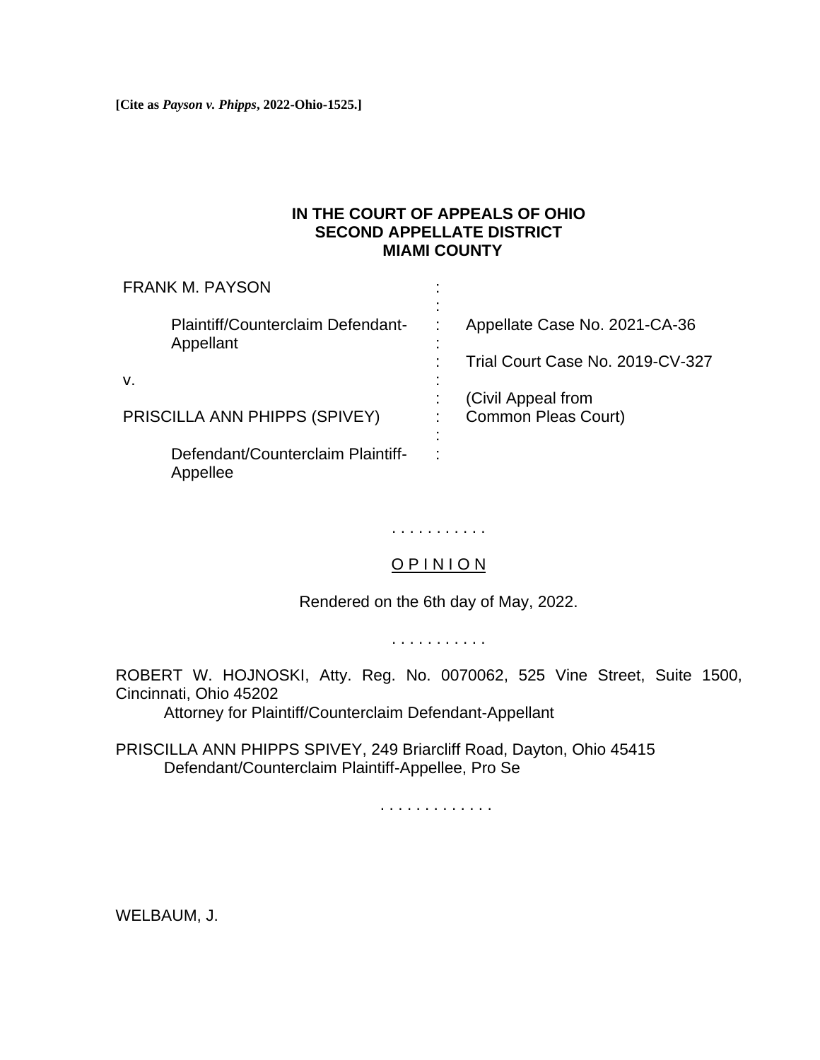**[Cite as *Payson v. Phipps*, 2022-Ohio-1525.]**

**IN THE COURT OF APPEALS OF OHIO**
**SECOND APPELLATE DISTRICT**
**MIAMI COUNTY**

| | | |
|---|---|---|
| FRANK M. PAYSON | : | |
| | : | |
| Plaintiff/Counterclaim Defendant-Appellant | : | Appellate Case No. 2021-CA-36 |
| | : | |
| | : | Trial Court Case No. 2019-CV-327 |
| v. | : | |
| | : | (Civil Appeal from |
| PRISCILLA ANN PHIPPS (SPIVEY) | : | Common Pleas Court) |
| | : | |
| Defendant/Counterclaim Plaintiff-Appellee | : | |

. . . . . . . . . . .

O P I N I O N

Rendered on the 6th day of May, 2022.

. . . . . . . . . . .

ROBERT W. HOJNOSKI, Atty. Reg. No. 0070062, 525 Vine Street, Suite 1500, Cincinnati, Ohio 45202
Attorney for Plaintiff/Counterclaim Defendant-Appellant

PRISCILLA ANN PHIPPS SPIVEY, 249 Briarcliff Road, Dayton, Ohio 45415
Defendant/Counterclaim Plaintiff-Appellee, Pro Se

. . . . . . . . . . . . .

WELBAUM, J.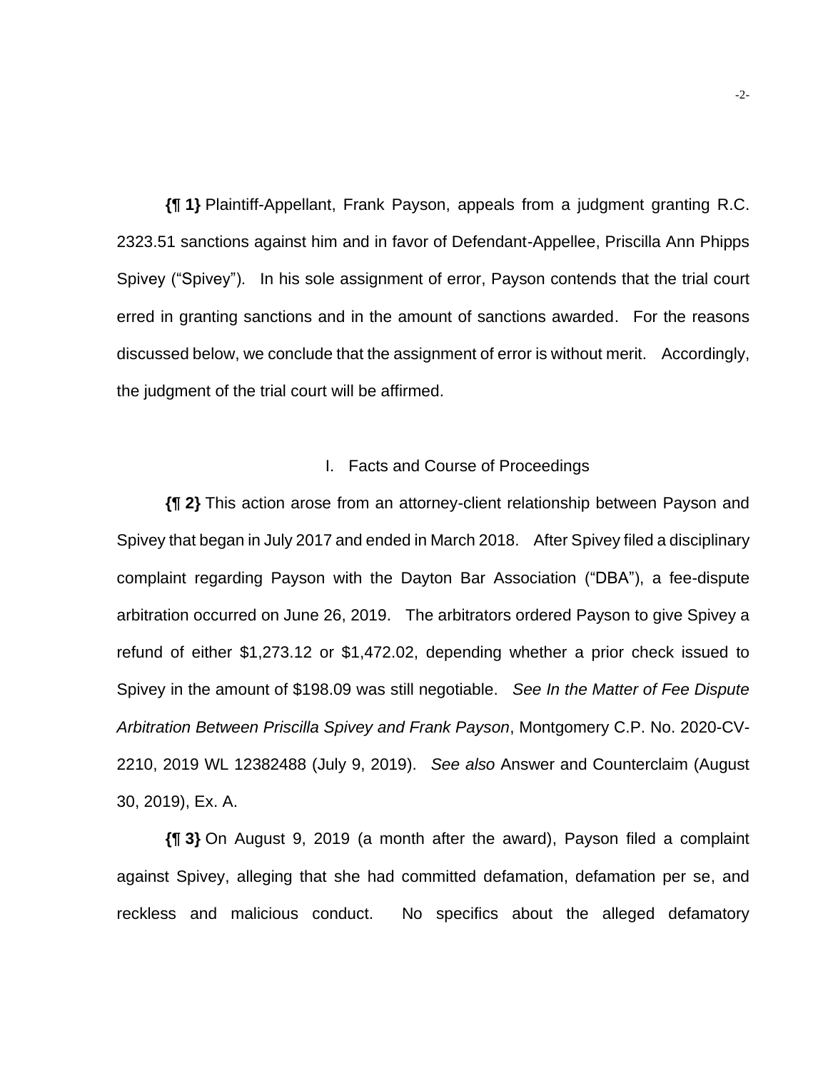**{¶ 1}** Plaintiff-Appellant, Frank Payson, appeals from a judgment granting R.C. 2323.51 sanctions against him and in favor of Defendant-Appellee, Priscilla Ann Phipps Spivey ("Spivey"). In his sole assignment of error, Payson contends that the trial court erred in granting sanctions and in the amount of sanctions awarded. For the reasons discussed below, we conclude that the assignment of error is without merit. Accordingly, the judgment of the trial court will be affirmed.

## I. Facts and Course of Proceedings

**{¶ 2}** This action arose from an attorney-client relationship between Payson and Spivey that began in July 2017 and ended in March 2018. After Spivey filed a disciplinary complaint regarding Payson with the Dayton Bar Association ("DBA"), a fee-dispute arbitration occurred on June 26, 2019. The arbitrators ordered Payson to give Spivey a refund of either $1,273.12 or $1,472.02, depending whether a prior check issued to Spivey in the amount of $198.09 was still negotiable. *See In the Matter of Fee Dispute Arbitration Between Priscilla Spivey and Frank Payson*, Montgomery C.P. No. 2020-CV-2210, 2019 WL 12382488 (July 9, 2019). *See also* Answer and Counterclaim (August 30, 2019), Ex. A.

**{¶ 3}** On August 9, 2019 (a month after the award), Payson filed a complaint against Spivey, alleging that she had committed defamation, defamation per se, and reckless and malicious conduct. No specifics about the alleged defamatory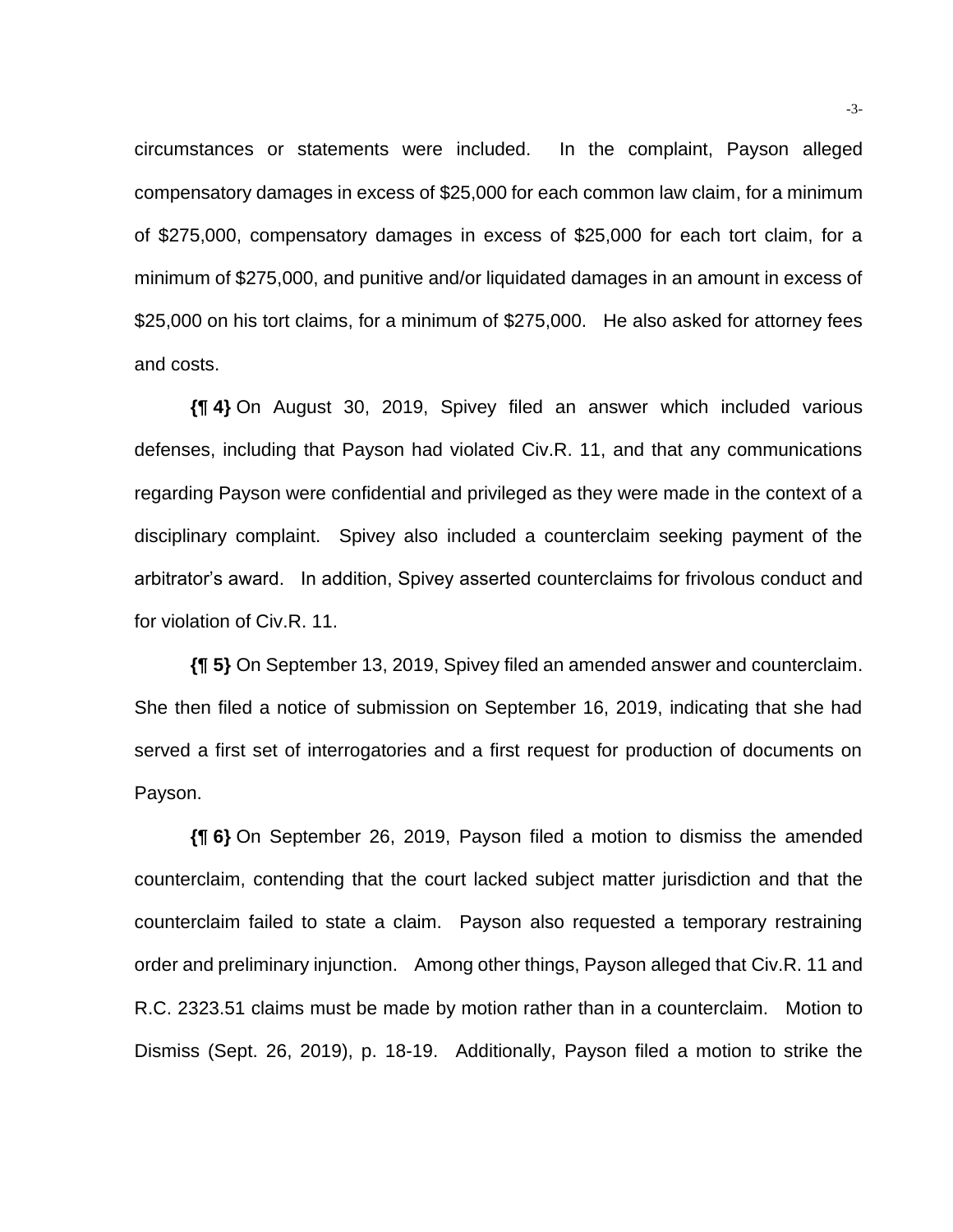circumstances or statements were included. In the complaint, Payson alleged compensatory damages in excess of $25,000 for each common law claim, for a minimum of $275,000, compensatory damages in excess of $25,000 for each tort claim, for a minimum of $275,000, and punitive and/or liquidated damages in an amount in excess of $25,000 on his tort claims, for a minimum of $275,000. He also asked for attorney fees and costs.

**{¶ 4}** On August 30, 2019, Spivey filed an answer which included various defenses, including that Payson had violated Civ.R. 11, and that any communications regarding Payson were confidential and privileged as they were made in the context of a disciplinary complaint. Spivey also included a counterclaim seeking payment of the arbitrator's award. In addition, Spivey asserted counterclaims for frivolous conduct and for violation of Civ.R. 11.

**{¶ 5}** On September 13, 2019, Spivey filed an amended answer and counterclaim. She then filed a notice of submission on September 16, 2019, indicating that she had served a first set of interrogatories and a first request for production of documents on Payson.

**{¶ 6}** On September 26, 2019, Payson filed a motion to dismiss the amended counterclaim, contending that the court lacked subject matter jurisdiction and that the counterclaim failed to state a claim. Payson also requested a temporary restraining order and preliminary injunction. Among other things, Payson alleged that Civ.R. 11 and R.C. 2323.51 claims must be made by motion rather than in a counterclaim. Motion to Dismiss (Sept. 26, 2019), p. 18-19. Additionally, Payson filed a motion to strike the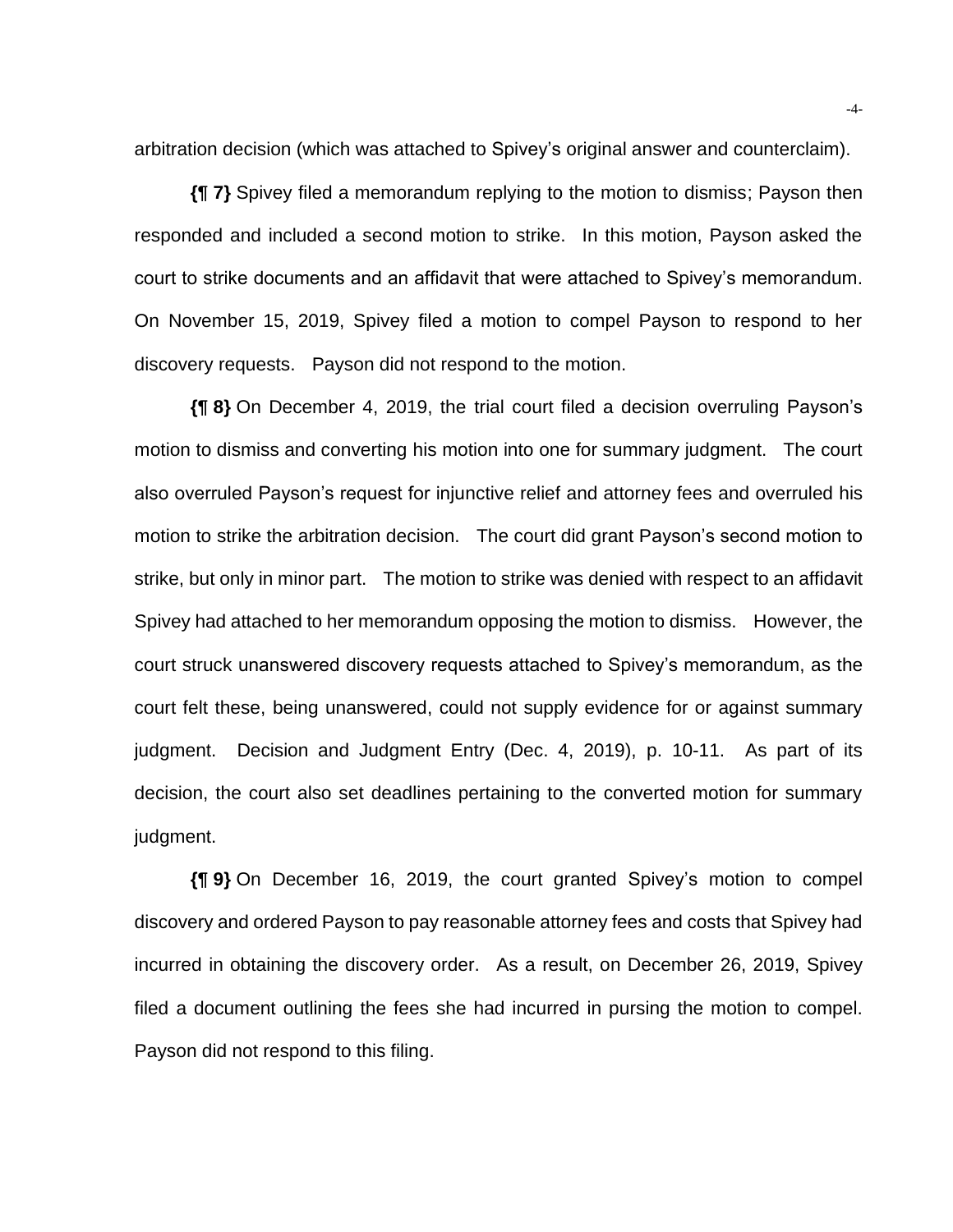arbitration decision (which was attached to Spivey's original answer and counterclaim).

**{¶ 7}** Spivey filed a memorandum replying to the motion to dismiss; Payson then responded and included a second motion to strike. In this motion, Payson asked the court to strike documents and an affidavit that were attached to Spivey's memorandum. On November 15, 2019, Spivey filed a motion to compel Payson to respond to her discovery requests. Payson did not respond to the motion.

**{¶ 8}** On December 4, 2019, the trial court filed a decision overruling Payson's motion to dismiss and converting his motion into one for summary judgment. The court also overruled Payson's request for injunctive relief and attorney fees and overruled his motion to strike the arbitration decision. The court did grant Payson's second motion to strike, but only in minor part. The motion to strike was denied with respect to an affidavit Spivey had attached to her memorandum opposing the motion to dismiss. However, the court struck unanswered discovery requests attached to Spivey's memorandum, as the court felt these, being unanswered, could not supply evidence for or against summary judgment. Decision and Judgment Entry (Dec. 4, 2019), p. 10-11. As part of its decision, the court also set deadlines pertaining to the converted motion for summary judgment.

**{¶ 9}** On December 16, 2019, the court granted Spivey's motion to compel discovery and ordered Payson to pay reasonable attorney fees and costs that Spivey had incurred in obtaining the discovery order. As a result, on December 26, 2019, Spivey filed a document outlining the fees she had incurred in pursing the motion to compel. Payson did not respond to this filing.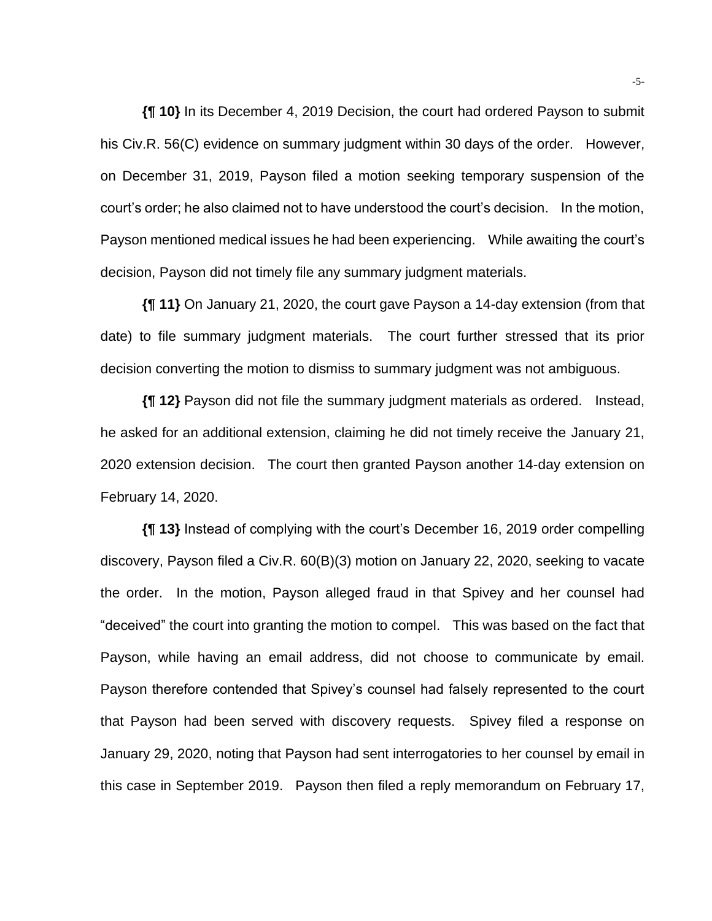**{¶ 10}** In its December 4, 2019 Decision, the court had ordered Payson to submit his Civ.R. 56(C) evidence on summary judgment within 30 days of the order. However, on December 31, 2019, Payson filed a motion seeking temporary suspension of the court's order; he also claimed not to have understood the court's decision. In the motion, Payson mentioned medical issues he had been experiencing. While awaiting the court's decision, Payson did not timely file any summary judgment materials.

**{¶ 11}** On January 21, 2020, the court gave Payson a 14-day extension (from that date) to file summary judgment materials. The court further stressed that its prior decision converting the motion to dismiss to summary judgment was not ambiguous.

**{¶ 12}** Payson did not file the summary judgment materials as ordered. Instead, he asked for an additional extension, claiming he did not timely receive the January 21, 2020 extension decision. The court then granted Payson another 14-day extension on February 14, 2020.

**{¶ 13}** Instead of complying with the court's December 16, 2019 order compelling discovery, Payson filed a Civ.R. 60(B)(3) motion on January 22, 2020, seeking to vacate the order. In the motion, Payson alleged fraud in that Spivey and her counsel had "deceived" the court into granting the motion to compel. This was based on the fact that Payson, while having an email address, did not choose to communicate by email. Payson therefore contended that Spivey's counsel had falsely represented to the court that Payson had been served with discovery requests. Spivey filed a response on January 29, 2020, noting that Payson had sent interrogatories to her counsel by email in this case in September 2019. Payson then filed a reply memorandum on February 17,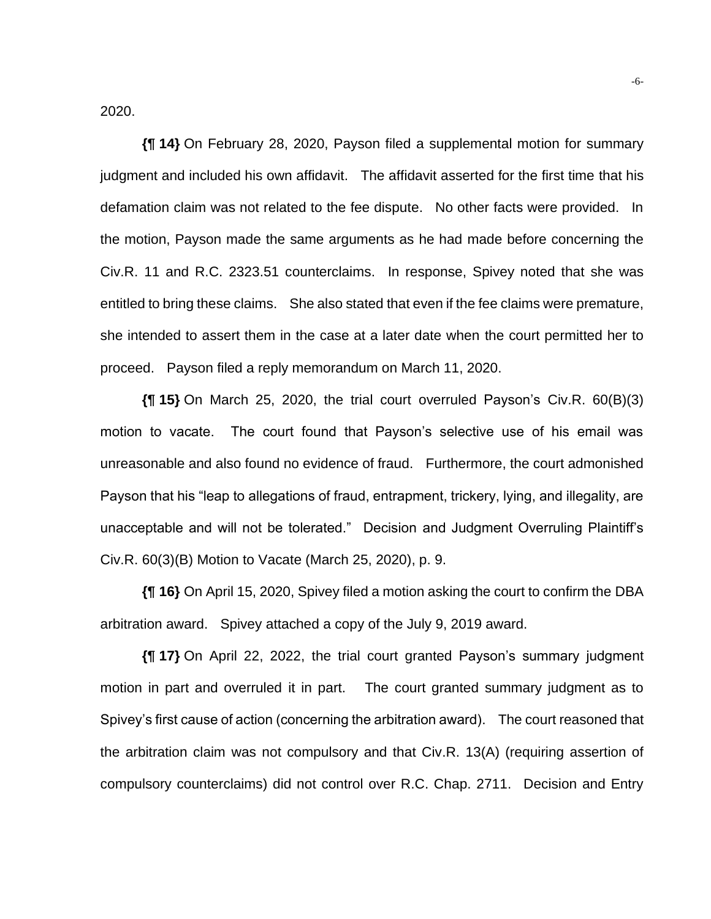2020.

**{¶ 14}** On February 28, 2020, Payson filed a supplemental motion for summary judgment and included his own affidavit. The affidavit asserted for the first time that his defamation claim was not related to the fee dispute. No other facts were provided. In the motion, Payson made the same arguments as he had made before concerning the Civ.R. 11 and R.C. 2323.51 counterclaims. In response, Spivey noted that she was entitled to bring these claims. She also stated that even if the fee claims were premature, she intended to assert them in the case at a later date when the court permitted her to proceed. Payson filed a reply memorandum on March 11, 2020.

**{¶ 15}** On March 25, 2020, the trial court overruled Payson's Civ.R. 60(B)(3) motion to vacate. The court found that Payson's selective use of his email was unreasonable and also found no evidence of fraud. Furthermore, the court admonished Payson that his "leap to allegations of fraud, entrapment, trickery, lying, and illegality, are unacceptable and will not be tolerated." Decision and Judgment Overruling Plaintiff's Civ.R. 60(3)(B) Motion to Vacate (March 25, 2020), p. 9.

**{¶ 16}** On April 15, 2020, Spivey filed a motion asking the court to confirm the DBA arbitration award. Spivey attached a copy of the July 9, 2019 award.

**{¶ 17}** On April 22, 2022, the trial court granted Payson's summary judgment motion in part and overruled it in part. The court granted summary judgment as to Spivey's first cause of action (concerning the arbitration award). The court reasoned that the arbitration claim was not compulsory and that Civ.R. 13(A) (requiring assertion of compulsory counterclaims) did not control over R.C. Chap. 2711. Decision and Entry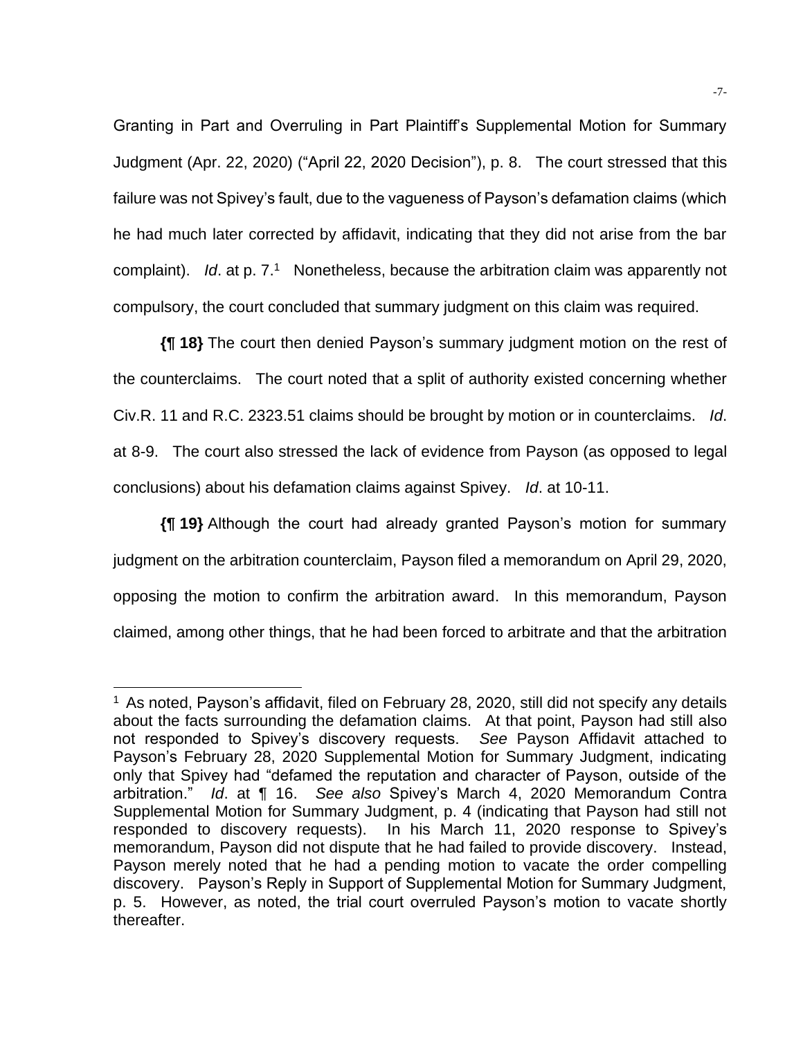Granting in Part and Overruling in Part Plaintiff's Supplemental Motion for Summary Judgment (Apr. 22, 2020) ("April 22, 2020 Decision"), p. 8. The court stressed that this failure was not Spivey's fault, due to the vagueness of Payson's defamation claims (which he had much later corrected by affidavit, indicating that they did not arise from the bar complaint). *Id*. at p. 7.[1] Nonetheless, because the arbitration claim was apparently not compulsory, the court concluded that summary judgment on this claim was required.

**{¶ 18}** The court then denied Payson's summary judgment motion on the rest of the counterclaims. The court noted that a split of authority existed concerning whether Civ.R. 11 and R.C. 2323.51 claims should be brought by motion or in counterclaims. *Id*. at 8-9. The court also stressed the lack of evidence from Payson (as opposed to legal conclusions) about his defamation claims against Spivey. *Id*. at 10-11.

**{¶ 19}** Although the court had already granted Payson's motion for summary judgment on the arbitration counterclaim, Payson filed a memorandum on April 29, 2020, opposing the motion to confirm the arbitration award. In this memorandum, Payson claimed, among other things, that he had been forced to arbitrate and that the arbitration

---

[1] As noted, Payson's affidavit, filed on February 28, 2020, still did not specify any details about the facts surrounding the defamation claims. At that point, Payson had still also not responded to Spivey's discovery requests. *See* Payson Affidavit attached to Payson's February 28, 2020 Supplemental Motion for Summary Judgment, indicating only that Spivey had "defamed the reputation and character of Payson, outside of the arbitration." *Id*. at ¶ 16. *See also* Spivey's March 4, 2020 Memorandum Contra Supplemental Motion for Summary Judgment, p. 4 (indicating that Payson had still not responded to discovery requests). In his March 11, 2020 response to Spivey's memorandum, Payson did not dispute that he had failed to provide discovery. Instead, Payson merely noted that he had a pending motion to vacate the order compelling discovery. Payson's Reply in Support of Supplemental Motion for Summary Judgment, p. 5. However, as noted, the trial court overruled Payson's motion to vacate shortly thereafter.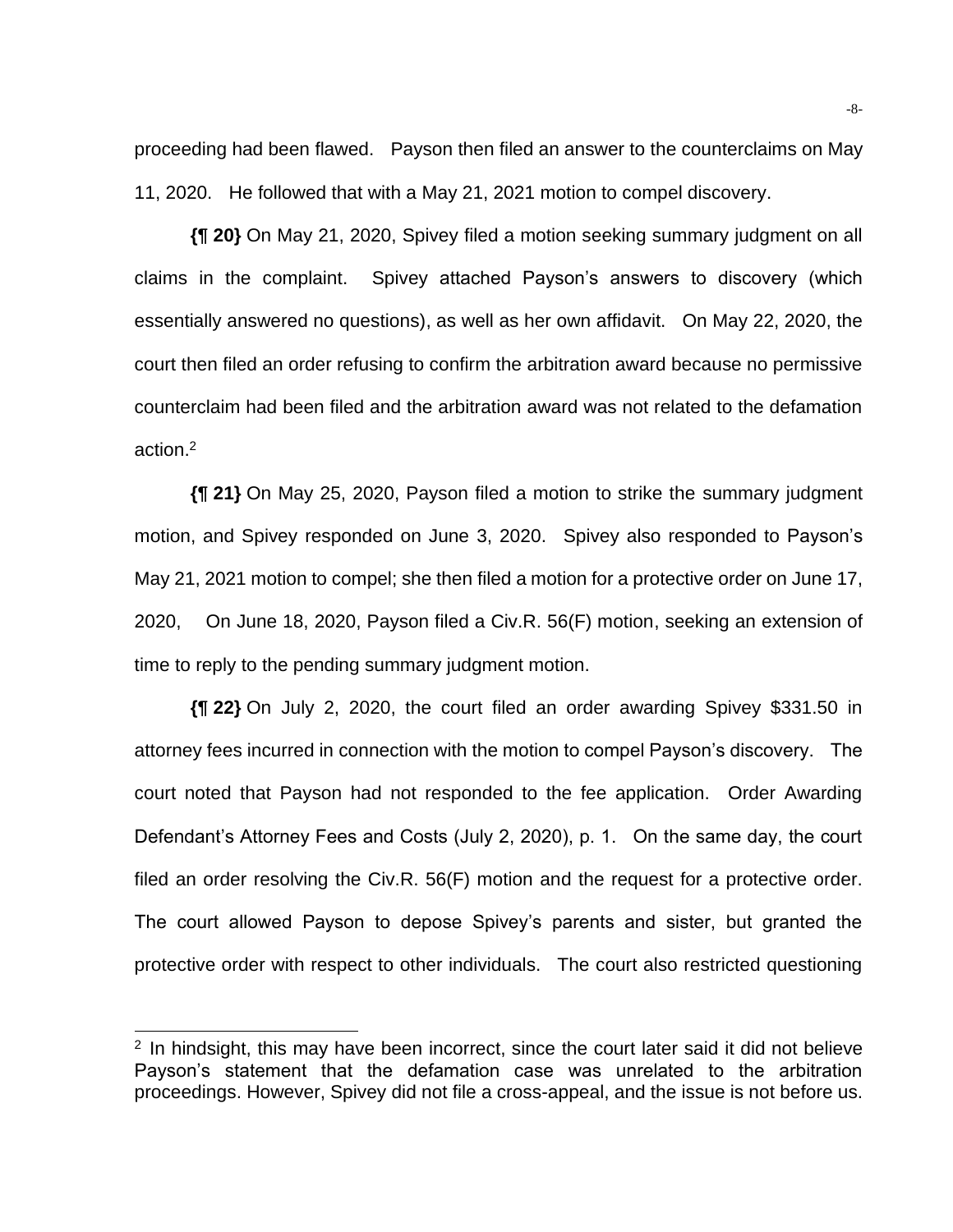proceeding had been flawed. Payson then filed an answer to the counterclaims on May 11, 2020. He followed that with a May 21, 2021 motion to compel discovery.

**{¶ 20}** On May 21, 2020, Spivey filed a motion seeking summary judgment on all claims in the complaint. Spivey attached Payson's answers to discovery (which essentially answered no questions), as well as her own affidavit. On May 22, 2020, the court then filed an order refusing to confirm the arbitration award because no permissive counterclaim had been filed and the arbitration award was not related to the defamation action.[2]

**{¶ 21}** On May 25, 2020, Payson filed a motion to strike the summary judgment motion, and Spivey responded on June 3, 2020. Spivey also responded to Payson's May 21, 2021 motion to compel; she then filed a motion for a protective order on June 17, 2020, On June 18, 2020, Payson filed a Civ.R. 56(F) motion, seeking an extension of time to reply to the pending summary judgment motion.

**{¶ 22}** On July 2, 2020, the court filed an order awarding Spivey $331.50 in attorney fees incurred in connection with the motion to compel Payson's discovery. The court noted that Payson had not responded to the fee application. Order Awarding Defendant's Attorney Fees and Costs (July 2, 2020), p. 1. On the same day, the court filed an order resolving the Civ.R. 56(F) motion and the request for a protective order. The court allowed Payson to depose Spivey's parents and sister, but granted the protective order with respect to other individuals. The court also restricted questioning

---

[2] In hindsight, this may have been incorrect, since the court later said it did not believe Payson's statement that the defamation case was unrelated to the arbitration proceedings. However, Spivey did not file a cross-appeal, and the issue is not before us.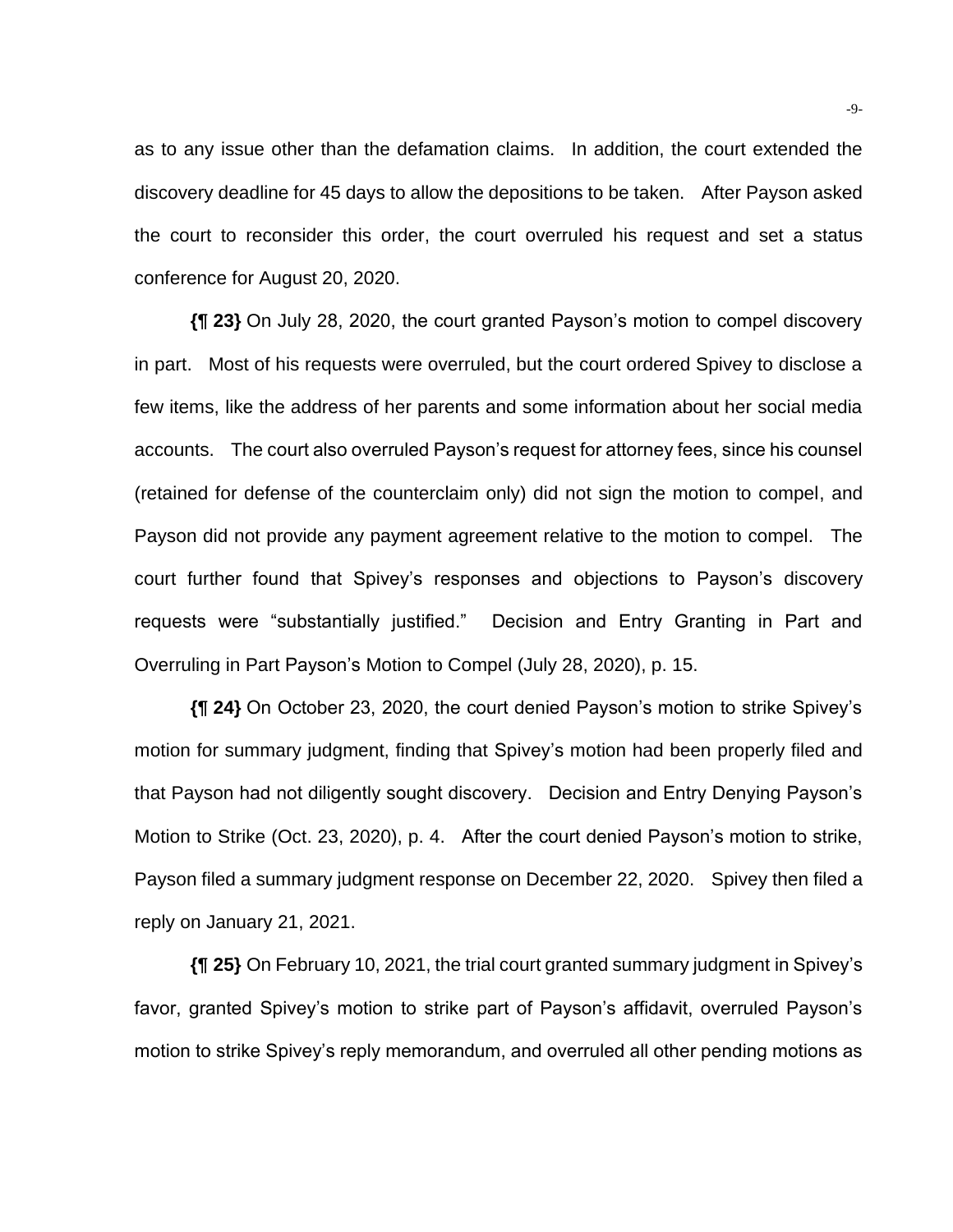as to any issue other than the defamation claims. In addition, the court extended the discovery deadline for 45 days to allow the depositions to be taken. After Payson asked the court to reconsider this order, the court overruled his request and set a status conference for August 20, 2020.

**{¶ 23}** On July 28, 2020, the court granted Payson's motion to compel discovery in part. Most of his requests were overruled, but the court ordered Spivey to disclose a few items, like the address of her parents and some information about her social media accounts. The court also overruled Payson's request for attorney fees, since his counsel (retained for defense of the counterclaim only) did not sign the motion to compel, and Payson did not provide any payment agreement relative to the motion to compel. The court further found that Spivey's responses and objections to Payson's discovery requests were "substantially justified." Decision and Entry Granting in Part and Overruling in Part Payson's Motion to Compel (July 28, 2020), p. 15.

**{¶ 24}** On October 23, 2020, the court denied Payson's motion to strike Spivey's motion for summary judgment, finding that Spivey's motion had been properly filed and that Payson had not diligently sought discovery. Decision and Entry Denying Payson's Motion to Strike (Oct. 23, 2020), p. 4. After the court denied Payson's motion to strike, Payson filed a summary judgment response on December 22, 2020. Spivey then filed a reply on January 21, 2021.

**{¶ 25}** On February 10, 2021, the trial court granted summary judgment in Spivey's favor, granted Spivey's motion to strike part of Payson's affidavit, overruled Payson's motion to strike Spivey's reply memorandum, and overruled all other pending motions as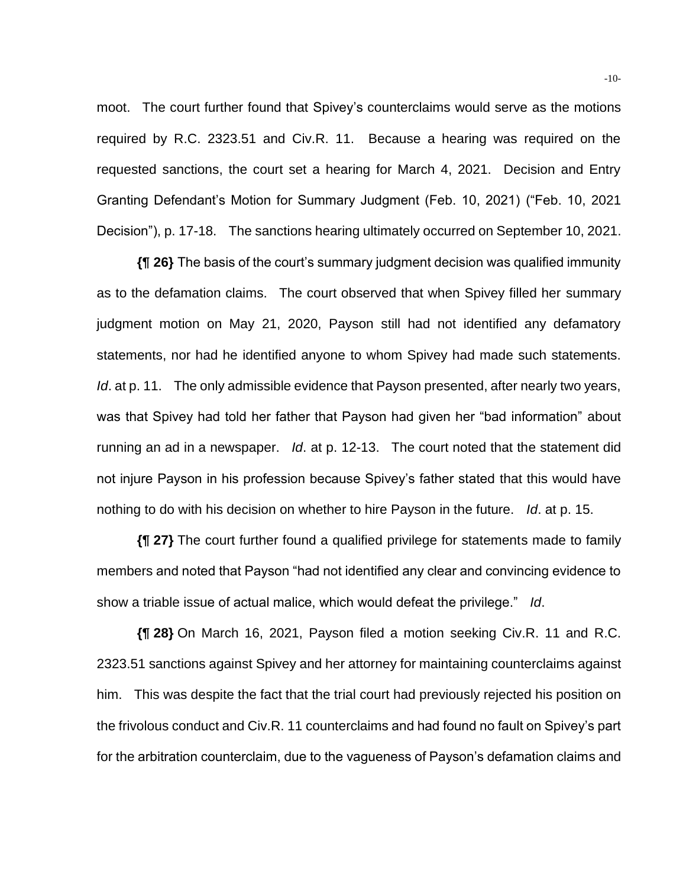moot. The court further found that Spivey's counterclaims would serve as the motions required by R.C. 2323.51 and Civ.R. 11. Because a hearing was required on the requested sanctions, the court set a hearing for March 4, 2021. Decision and Entry Granting Defendant's Motion for Summary Judgment (Feb. 10, 2021) ("Feb. 10, 2021 Decision"), p. 17-18. The sanctions hearing ultimately occurred on September 10, 2021.

**{¶ 26}** The basis of the court's summary judgment decision was qualified immunity as to the defamation claims. The court observed that when Spivey filled her summary judgment motion on May 21, 2020, Payson still had not identified any defamatory statements, nor had he identified anyone to whom Spivey had made such statements. *Id*. at p. 11. The only admissible evidence that Payson presented, after nearly two years, was that Spivey had told her father that Payson had given her "bad information" about running an ad in a newspaper. *Id*. at p. 12-13. The court noted that the statement did not injure Payson in his profession because Spivey's father stated that this would have nothing to do with his decision on whether to hire Payson in the future. *Id*. at p. 15.

**{¶ 27}** The court further found a qualified privilege for statements made to family members and noted that Payson "had not identified any clear and convincing evidence to show a triable issue of actual malice, which would defeat the privilege." *Id*.

**{¶ 28}** On March 16, 2021, Payson filed a motion seeking Civ.R. 11 and R.C. 2323.51 sanctions against Spivey and her attorney for maintaining counterclaims against him. This was despite the fact that the trial court had previously rejected his position on the frivolous conduct and Civ.R. 11 counterclaims and had found no fault on Spivey's part for the arbitration counterclaim, due to the vagueness of Payson's defamation claims and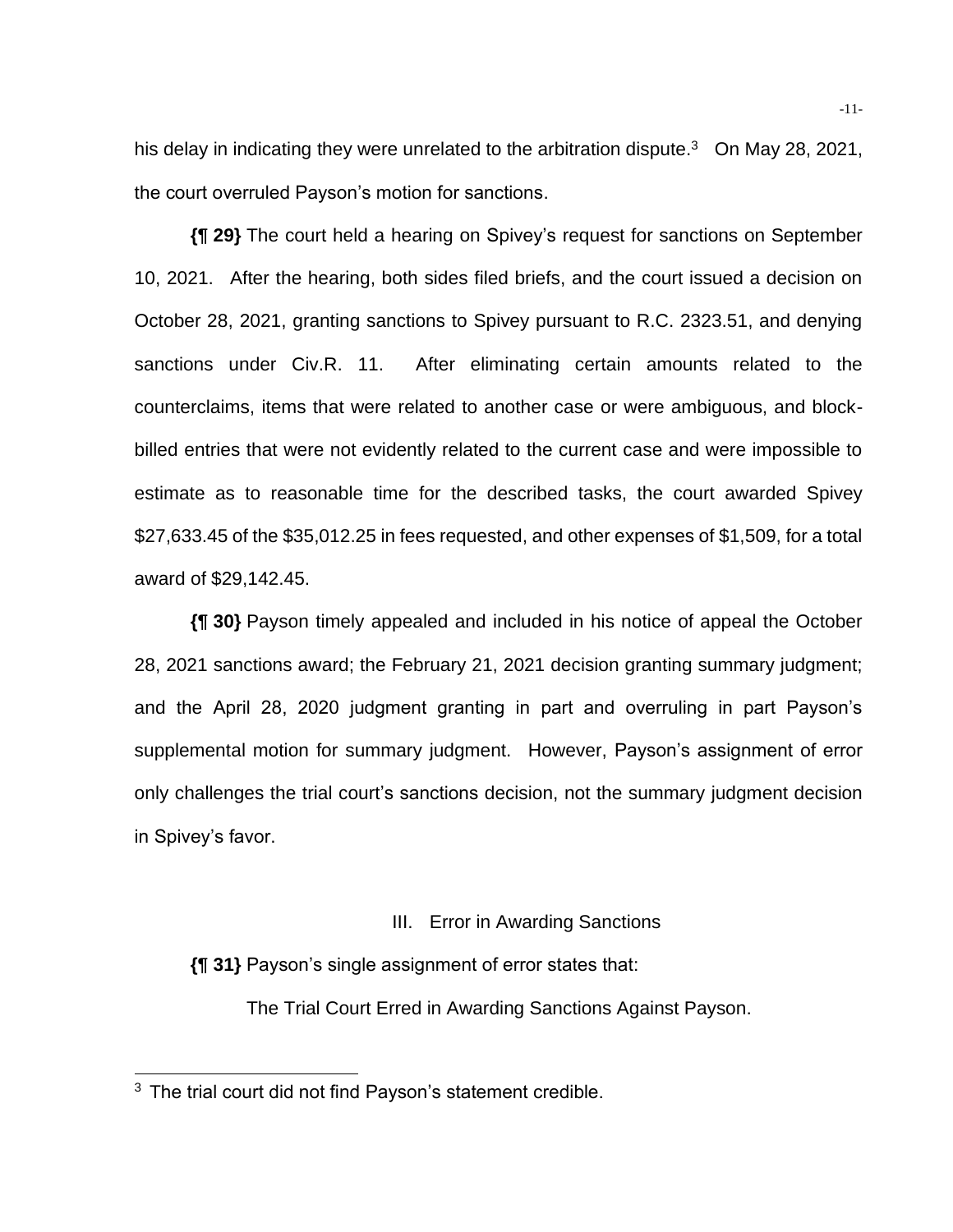his delay in indicating they were unrelated to the arbitration dispute.[3] On May 28, 2021, the court overruled Payson's motion for sanctions.

**{¶ 29}** The court held a hearing on Spivey's request for sanctions on September 10, 2021. After the hearing, both sides filed briefs, and the court issued a decision on October 28, 2021, granting sanctions to Spivey pursuant to R.C. 2323.51, and denying sanctions under Civ.R. 11. After eliminating certain amounts related to the counterclaims, items that were related to another case or were ambiguous, and block-billed entries that were not evidently related to the current case and were impossible to estimate as to reasonable time for the described tasks, the court awarded Spivey $27,633.45 of the $35,012.25 in fees requested, and other expenses of $1,509, for a total award of $29,142.45.

**{¶ 30}** Payson timely appealed and included in his notice of appeal the October 28, 2021 sanctions award; the February 21, 2021 decision granting summary judgment; and the April 28, 2020 judgment granting in part and overruling in part Payson's supplemental motion for summary judgment. However, Payson's assignment of error only challenges the trial court's sanctions decision, not the summary judgment decision in Spivey's favor.

## III. Error in Awarding Sanctions

**{¶ 31}** Payson's single assignment of error states that:

> The Trial Court Erred in Awarding Sanctions Against Payson.

---

[3] The trial court did not find Payson's statement credible.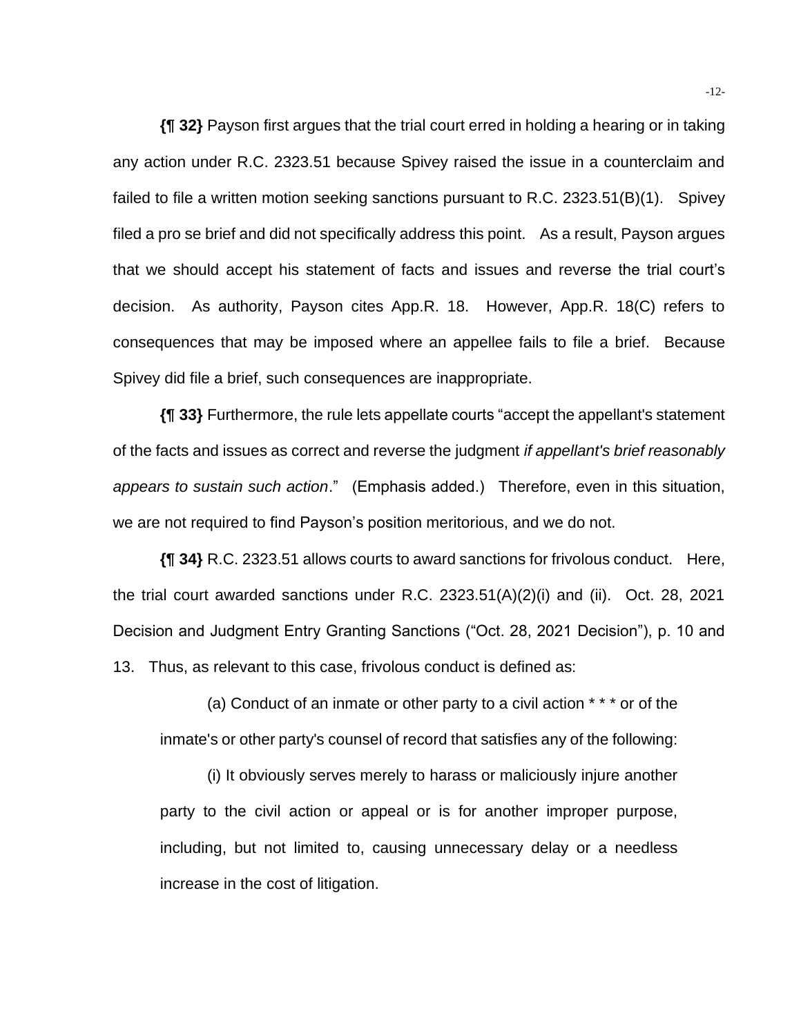**{¶ 32}** Payson first argues that the trial court erred in holding a hearing or in taking any action under R.C. 2323.51 because Spivey raised the issue in a counterclaim and failed to file a written motion seeking sanctions pursuant to R.C. 2323.51(B)(1). Spivey filed a pro se brief and did not specifically address this point. As a result, Payson argues that we should accept his statement of facts and issues and reverse the trial court's decision. As authority, Payson cites App.R. 18. However, App.R. 18(C) refers to consequences that may be imposed where an appellee fails to file a brief. Because Spivey did file a brief, such consequences are inappropriate.

**{¶ 33}** Furthermore, the rule lets appellate courts "accept the appellant's statement of the facts and issues as correct and reverse the judgment *if appellant's brief reasonably appears to sustain such action*." (Emphasis added.) Therefore, even in this situation, we are not required to find Payson's position meritorious, and we do not.

**{¶ 34}** R.C. 2323.51 allows courts to award sanctions for frivolous conduct. Here, the trial court awarded sanctions under R.C. 2323.51(A)(2)(i) and (ii). Oct. 28, 2021 Decision and Judgment Entry Granting Sanctions ("Oct. 28, 2021 Decision"), p. 10 and 13. Thus, as relevant to this case, frivolous conduct is defined as:

> (a) Conduct of an inmate or other party to a civil action * * * or of the inmate's or other party's counsel of record that satisfies any of the following:
>
> (i) It obviously serves merely to harass or maliciously injure another party to the civil action or appeal or is for another improper purpose, including, but not limited to, causing unnecessary delay or a needless increase in the cost of litigation.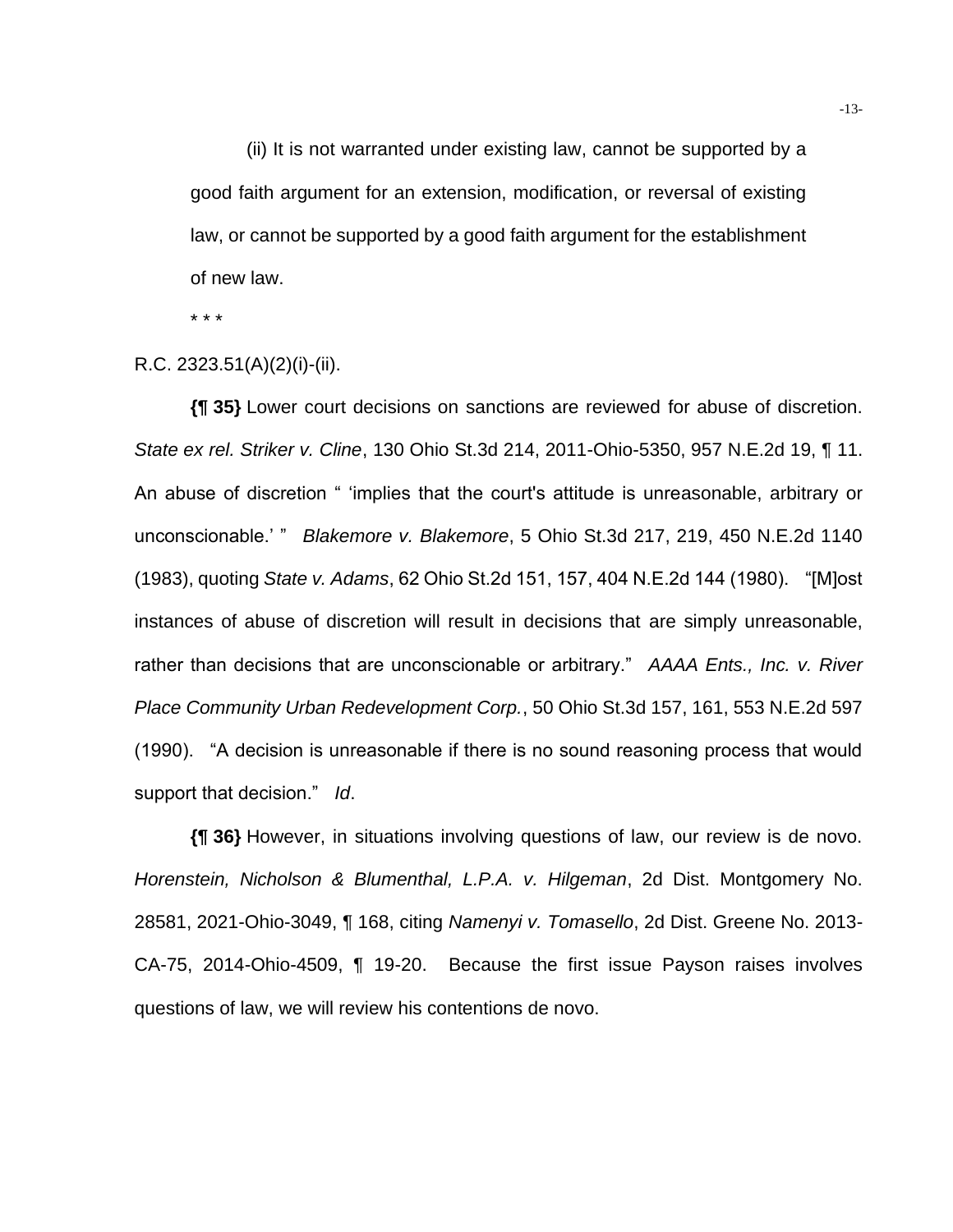(ii) It is not warranted under existing law, cannot be supported by a good faith argument for an extension, modification, or reversal of existing law, or cannot be supported by a good faith argument for the establishment of new law.

* * *

R.C. 2323.51(A)(2)(i)-(ii).

**{¶ 35}** Lower court decisions on sanctions are reviewed for abuse of discretion. *State ex rel. Striker v. Cline*, 130 Ohio St.3d 214, 2011-Ohio-5350, 957 N.E.2d 19, ¶ 11. An abuse of discretion " 'implies that the court's attitude is unreasonable, arbitrary or unconscionable.' " *Blakemore v. Blakemore*, 5 Ohio St.3d 217, 219, 450 N.E.2d 1140 (1983), quoting *State v. Adams*, 62 Ohio St.2d 151, 157, 404 N.E.2d 144 (1980). "[M]ost instances of abuse of discretion will result in decisions that are simply unreasonable, rather than decisions that are unconscionable or arbitrary." *AAAA Ents., Inc. v. River Place Community Urban Redevelopment Corp.*, 50 Ohio St.3d 157, 161, 553 N.E.2d 597 (1990). "A decision is unreasonable if there is no sound reasoning process that would support that decision." *Id*.

**{¶ 36}** However, in situations involving questions of law, our review is de novo. *Horenstein, Nicholson & Blumenthal, L.P.A. v. Hilgeman*, 2d Dist. Montgomery No. 28581, 2021-Ohio-3049, ¶ 168, citing *Namenyi v. Tomasello*, 2d Dist. Greene No. 2013-CA-75, 2014-Ohio-4509, ¶ 19-20. Because the first issue Payson raises involves questions of law, we will review his contentions de novo.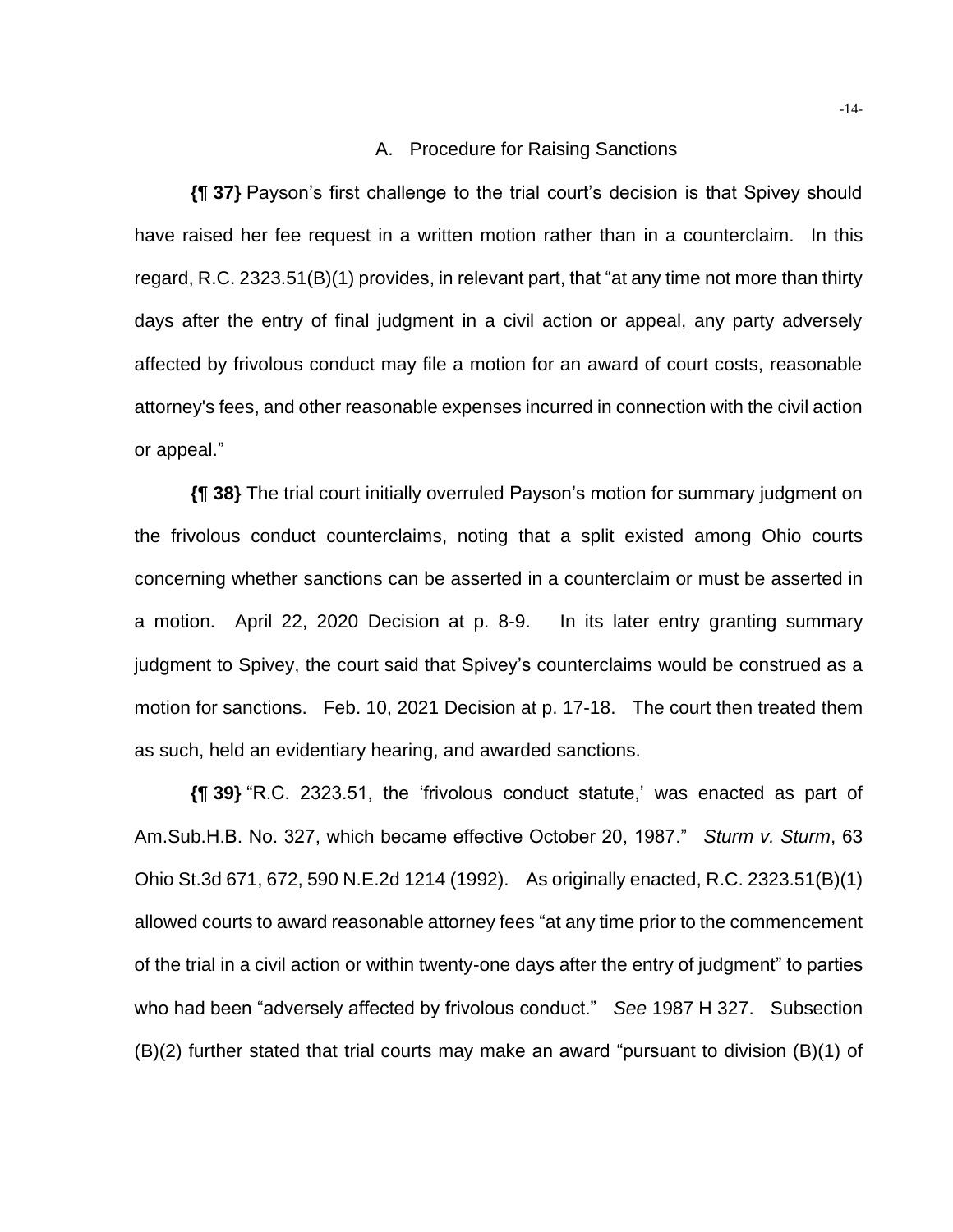### A. Procedure for Raising Sanctions

**{¶ 37}** Payson's first challenge to the trial court's decision is that Spivey should have raised her fee request in a written motion rather than in a counterclaim. In this regard, R.C. 2323.51(B)(1) provides, in relevant part, that "at any time not more than thirty days after the entry of final judgment in a civil action or appeal, any party adversely affected by frivolous conduct may file a motion for an award of court costs, reasonable attorney's fees, and other reasonable expenses incurred in connection with the civil action or appeal."

**{¶ 38}** The trial court initially overruled Payson's motion for summary judgment on the frivolous conduct counterclaims, noting that a split existed among Ohio courts concerning whether sanctions can be asserted in a counterclaim or must be asserted in a motion. April 22, 2020 Decision at p. 8-9. In its later entry granting summary judgment to Spivey, the court said that Spivey's counterclaims would be construed as a motion for sanctions. Feb. 10, 2021 Decision at p. 17-18. The court then treated them as such, held an evidentiary hearing, and awarded sanctions.

**{¶ 39}** "R.C. 2323.51, the 'frivolous conduct statute,' was enacted as part of Am.Sub.H.B. No. 327, which became effective October 20, 1987." *Sturm v. Sturm*, 63 Ohio St.3d 671, 672, 590 N.E.2d 1214 (1992). As originally enacted, R.C. 2323.51(B)(1) allowed courts to award reasonable attorney fees "at any time prior to the commencement of the trial in a civil action or within twenty-one days after the entry of judgment" to parties who had been "adversely affected by frivolous conduct." *See* 1987 H 327. Subsection (B)(2) further stated that trial courts may make an award "pursuant to division (B)(1) of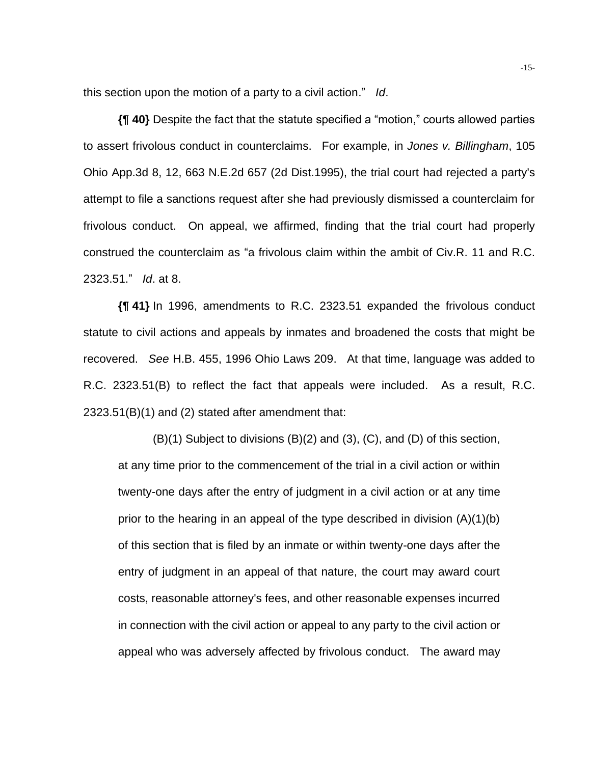this section upon the motion of a party to a civil action." *Id*.

**{¶ 40}** Despite the fact that the statute specified a "motion," courts allowed parties to assert frivolous conduct in counterclaims. For example, in *Jones v. Billingham*, 105 Ohio App.3d 8, 12, 663 N.E.2d 657 (2d Dist.1995), the trial court had rejected a party's attempt to file a sanctions request after she had previously dismissed a counterclaim for frivolous conduct. On appeal, we affirmed, finding that the trial court had properly construed the counterclaim as "a frivolous claim within the ambit of Civ.R. 11 and R.C. 2323.51." *Id*. at 8.

**{¶ 41}** In 1996, amendments to R.C. 2323.51 expanded the frivolous conduct statute to civil actions and appeals by inmates and broadened the costs that might be recovered. *See* H.B. 455, 1996 Ohio Laws 209. At that time, language was added to R.C. 2323.51(B) to reflect the fact that appeals were included. As a result, R.C. 2323.51(B)(1) and (2) stated after amendment that:

> (B)(1) Subject to divisions (B)(2) and (3), (C), and (D) of this section, at any time prior to the commencement of the trial in a civil action or within twenty-one days after the entry of judgment in a civil action or at any time prior to the hearing in an appeal of the type described in division (A)(1)(b) of this section that is filed by an inmate or within twenty-one days after the entry of judgment in an appeal of that nature, the court may award court costs, reasonable attorney's fees, and other reasonable expenses incurred in connection with the civil action or appeal to any party to the civil action or appeal who was adversely affected by frivolous conduct. The award may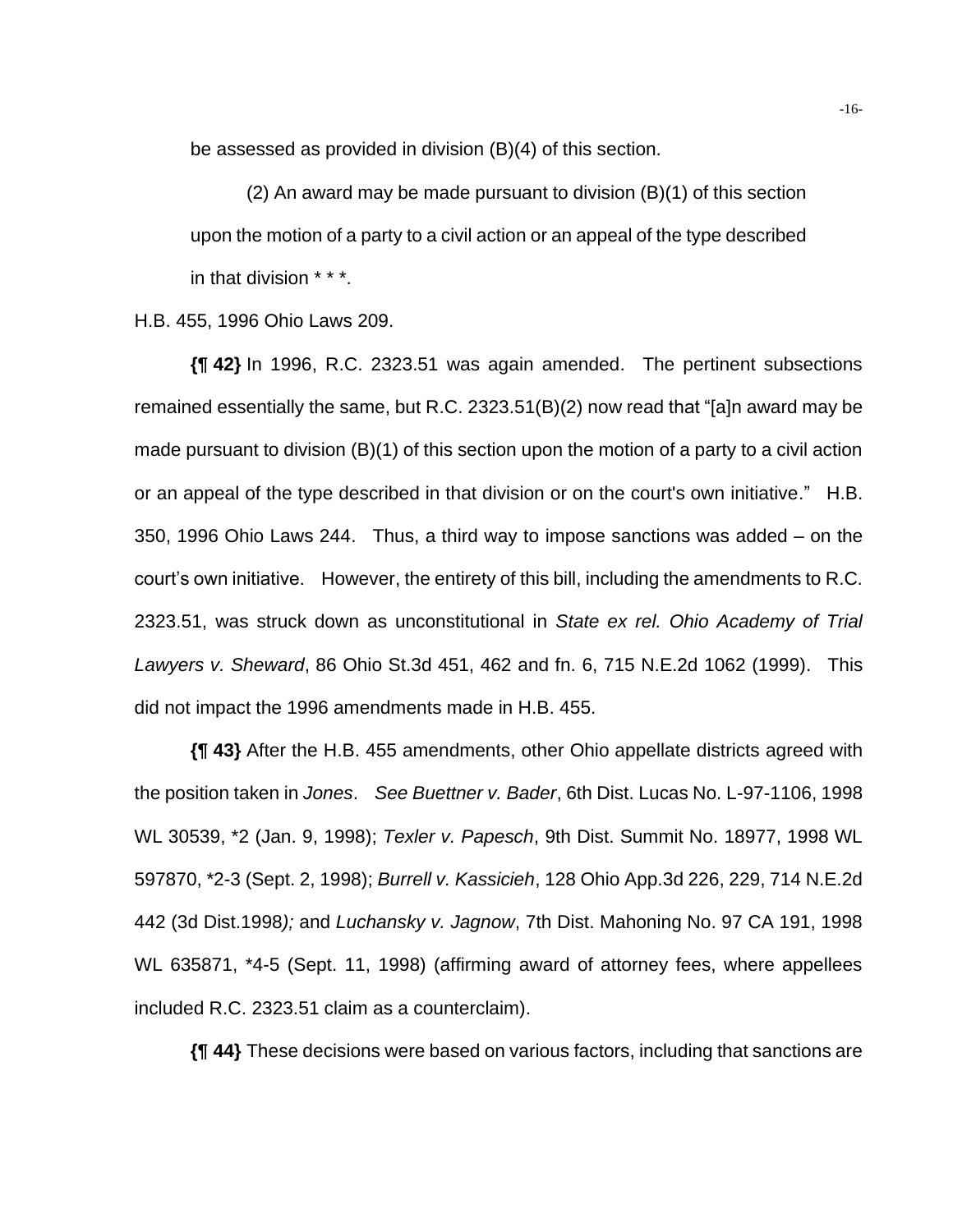be assessed as provided in division (B)(4) of this section.

> (2) An award may be made pursuant to division (B)(1) of this section upon the motion of a party to a civil action or an appeal of the type described in that division * * *.

H.B. 455, 1996 Ohio Laws 209.

**{¶ 42}** In 1996, R.C. 2323.51 was again amended. The pertinent subsections remained essentially the same, but R.C. 2323.51(B)(2) now read that "[a]n award may be made pursuant to division (B)(1) of this section upon the motion of a party to a civil action or an appeal of the type described in that division or on the court's own initiative." H.B. 350, 1996 Ohio Laws 244. Thus, a third way to impose sanctions was added – on the court's own initiative. However, the entirety of this bill, including the amendments to R.C. 2323.51, was struck down as unconstitutional in *State ex rel. Ohio Academy of Trial Lawyers v. Sheward*, 86 Ohio St.3d 451, 462 and fn. 6, 715 N.E.2d 1062 (1999). This did not impact the 1996 amendments made in H.B. 455.

**{¶ 43}** After the H.B. 455 amendments, other Ohio appellate districts agreed with the position taken in *Jones*. *See Buettner v. Bader*, 6th Dist. Lucas No. L-97-1106, 1998 WL 30539, *2 (Jan. 9, 1998); *Texler v. Papesch*, 9th Dist. Summit No. 18977, 1998 WL 597870, *2-3 (Sept. 2, 1998); *Burrell v. Kassicieh*, 128 Ohio App.3d 226, 229, 714 N.E.2d 442 (3d Dist.1998); and *Luchansky v. Jagnow*, 7th Dist. Mahoning No. 97 CA 191, 1998 WL 635871, *4-5 (Sept. 11, 1998) (affirming award of attorney fees, where appellees included R.C. 2323.51 claim as a counterclaim).

**{¶ 44}** These decisions were based on various factors, including that sanctions are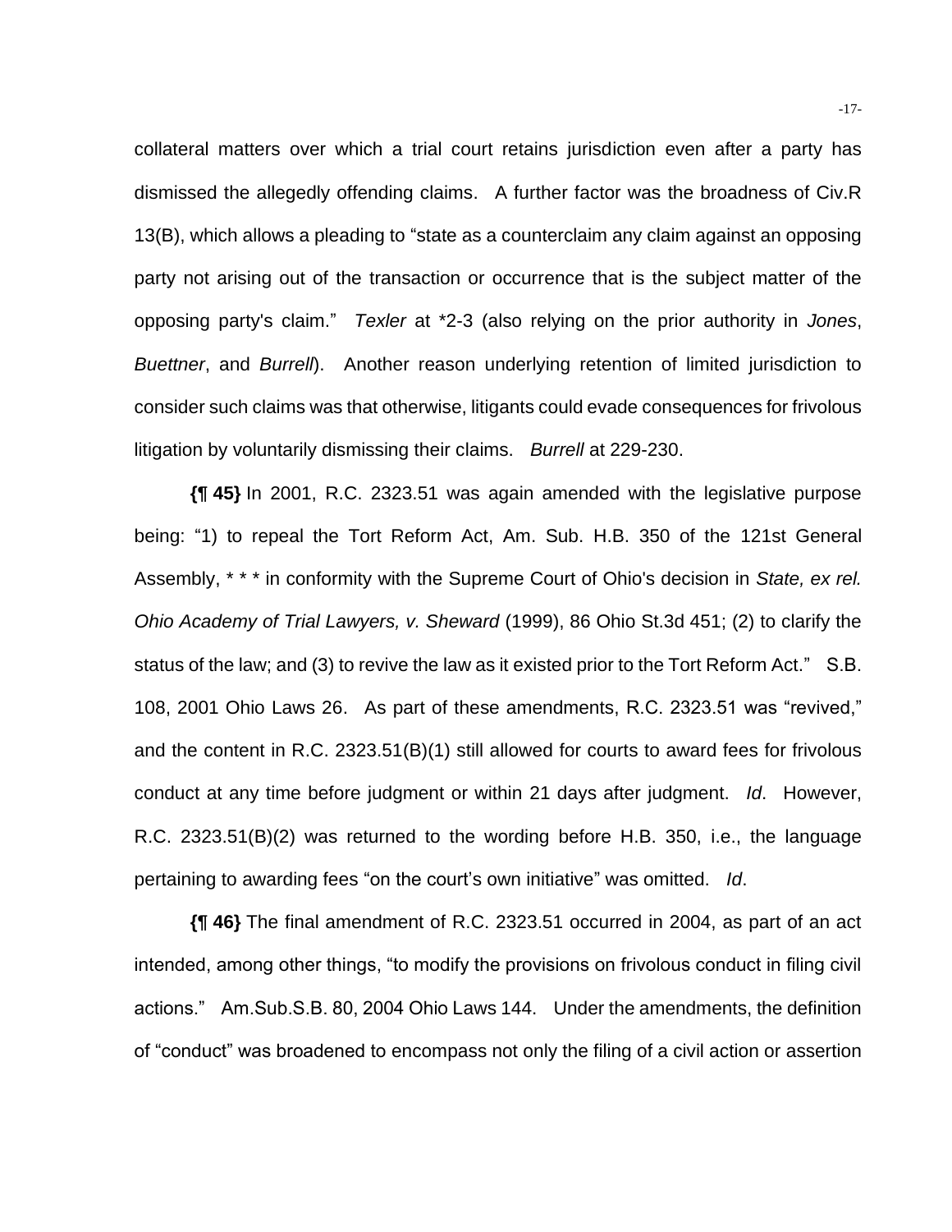collateral matters over which a trial court retains jurisdiction even after a party has dismissed the allegedly offending claims. A further factor was the broadness of Civ.R 13(B), which allows a pleading to "state as a counterclaim any claim against an opposing party not arising out of the transaction or occurrence that is the subject matter of the opposing party's claim." *Texler* at *2-3 (also relying on the prior authority in *Jones*, *Buettner*, and *Burrell*). Another reason underlying retention of limited jurisdiction to consider such claims was that otherwise, litigants could evade consequences for frivolous litigation by voluntarily dismissing their claims. *Burrell* at 229-230.

**{¶ 45}** In 2001, R.C. 2323.51 was again amended with the legislative purpose being: "1) to repeal the Tort Reform Act, Am. Sub. H.B. 350 of the 121st General Assembly, * * * in conformity with the Supreme Court of Ohio's decision in *State, ex rel. Ohio Academy of Trial Lawyers, v. Sheward* (1999), 86 Ohio St.3d 451; (2) to clarify the status of the law; and (3) to revive the law as it existed prior to the Tort Reform Act." S.B. 108, 2001 Ohio Laws 26. As part of these amendments, R.C. 2323.51 was "revived," and the content in R.C. 2323.51(B)(1) still allowed for courts to award fees for frivolous conduct at any time before judgment or within 21 days after judgment. *Id*. However, R.C. 2323.51(B)(2) was returned to the wording before H.B. 350, i.e., the language pertaining to awarding fees "on the court's own initiative" was omitted. *Id*.

**{¶ 46}** The final amendment of R.C. 2323.51 occurred in 2004, as part of an act intended, among other things, "to modify the provisions on frivolous conduct in filing civil actions." Am.Sub.S.B. 80, 2004 Ohio Laws 144. Under the amendments, the definition of "conduct" was broadened to encompass not only the filing of a civil action or assertion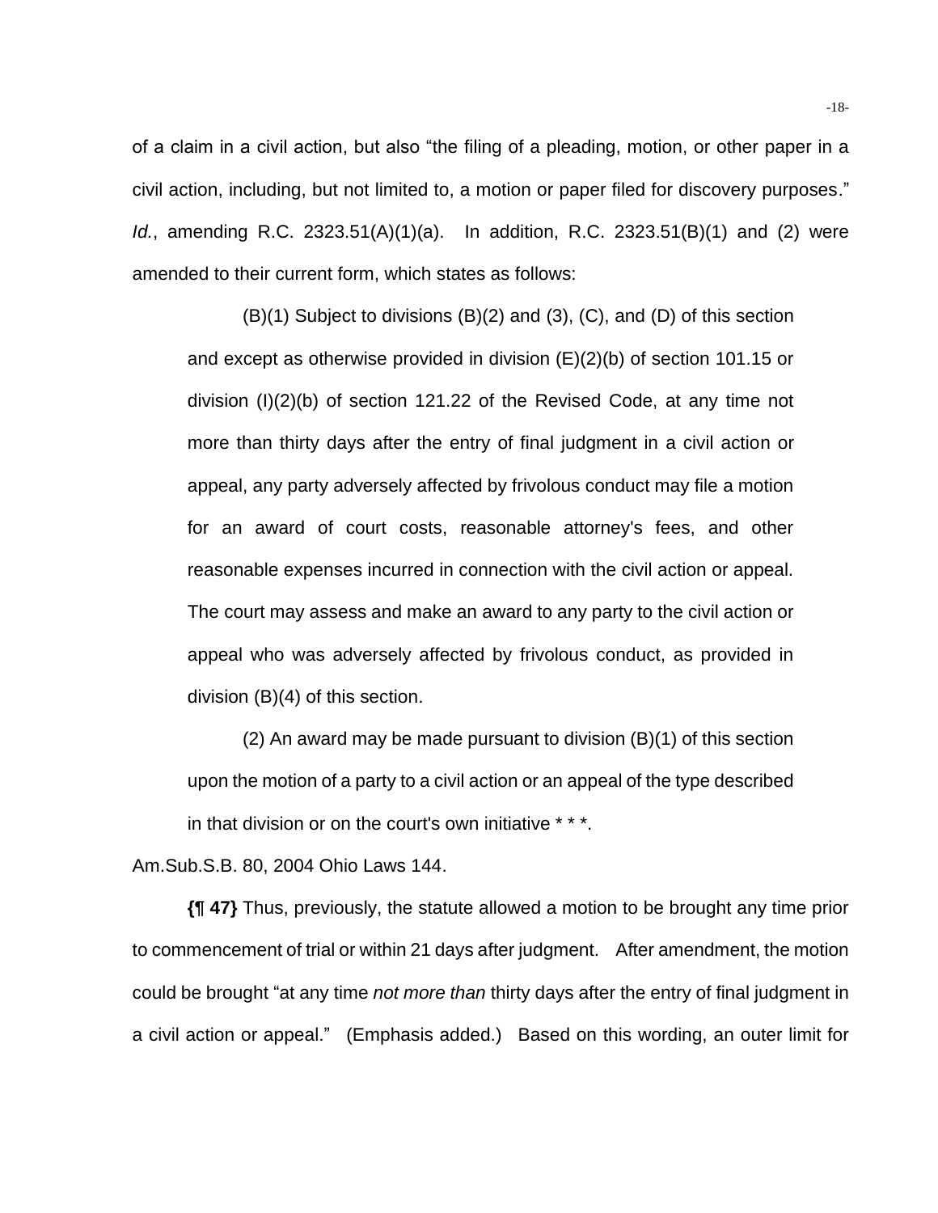of a claim in a civil action, but also "the filing of a pleading, motion, or other paper in a civil action, including, but not limited to, a motion or paper filed for discovery purposes." *Id.*, amending R.C. 2323.51(A)(1)(a). In addition, R.C. 2323.51(B)(1) and (2) were amended to their current form, which states as follows:

> (B)(1) Subject to divisions (B)(2) and (3), (C), and (D) of this section and except as otherwise provided in division (E)(2)(b) of section 101.15 or division (I)(2)(b) of section 121.22 of the Revised Code, at any time not more than thirty days after the entry of final judgment in a civil action or appeal, any party adversely affected by frivolous conduct may file a motion for an award of court costs, reasonable attorney's fees, and other reasonable expenses incurred in connection with the civil action or appeal. The court may assess and make an award to any party to the civil action or appeal who was adversely affected by frivolous conduct, as provided in division (B)(4) of this section.
>
> (2) An award may be made pursuant to division (B)(1) of this section upon the motion of a party to a civil action or an appeal of the type described in that division or on the court's own initiative * * *.

Am.Sub.S.B. 80, 2004 Ohio Laws 144.

**{¶ 47}** Thus, previously, the statute allowed a motion to be brought any time prior to commencement of trial or within 21 days after judgment. After amendment, the motion could be brought "at any time *not more than* thirty days after the entry of final judgment in a civil action or appeal." (Emphasis added.) Based on this wording, an outer limit for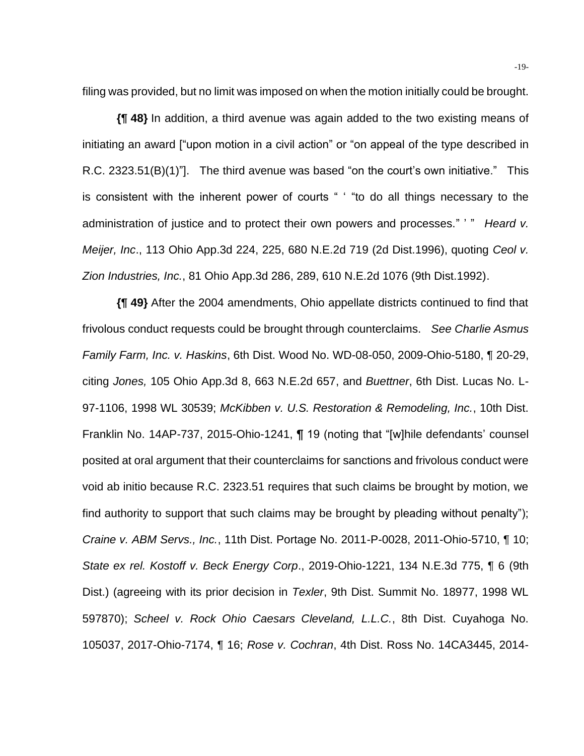filing was provided, but no limit was imposed on when the motion initially could be brought.

**{¶ 48}** In addition, a third avenue was again added to the two existing means of initiating an award ["upon motion in a civil action" or "on appeal of the type described in R.C. 2323.51(B)(1)"]. The third avenue was based "on the court's own initiative." This is consistent with the inherent power of courts " ' "to do all things necessary to the administration of justice and to protect their own powers and processes." ' " *Heard v. Meijer, Inc*., 113 Ohio App.3d 224, 225, 680 N.E.2d 719 (2d Dist.1996), quoting *Ceol v. Zion Industries, Inc.*, 81 Ohio App.3d 286, 289, 610 N.E.2d 1076 (9th Dist.1992).

**{¶ 49}** After the 2004 amendments, Ohio appellate districts continued to find that frivolous conduct requests could be brought through counterclaims. *See Charlie Asmus Family Farm, Inc. v. Haskins*, 6th Dist. Wood No. WD-08-050, 2009-Ohio-5180, ¶ 20-29, citing *Jones,* 105 Ohio App.3d 8, 663 N.E.2d 657, and *Buettner*, 6th Dist. Lucas No. L-97-1106, 1998 WL 30539; *McKibben v. U.S. Restoration & Remodeling, Inc.*, 10th Dist. Franklin No. 14AP-737, 2015-Ohio-1241, ¶ 19 (noting that "[w]hile defendants' counsel posited at oral argument that their counterclaims for sanctions and frivolous conduct were void ab initio because R.C. 2323.51 requires that such claims be brought by motion, we find authority to support that such claims may be brought by pleading without penalty"); *Craine v. ABM Servs., Inc.*, 11th Dist. Portage No. 2011-P-0028, 2011-Ohio-5710, ¶ 10; *State ex rel. Kostoff v. Beck Energy Corp*., 2019-Ohio-1221, 134 N.E.3d 775, ¶ 6 (9th Dist.) (agreeing with its prior decision in *Texler*, 9th Dist. Summit No. 18977, 1998 WL 597870); *Scheel v. Rock Ohio Caesars Cleveland, L.L.C.*, 8th Dist. Cuyahoga No. 105037, 2017-Ohio-7174, ¶ 16; *Rose v. Cochran*, 4th Dist. Ross No. 14CA3445, 2014-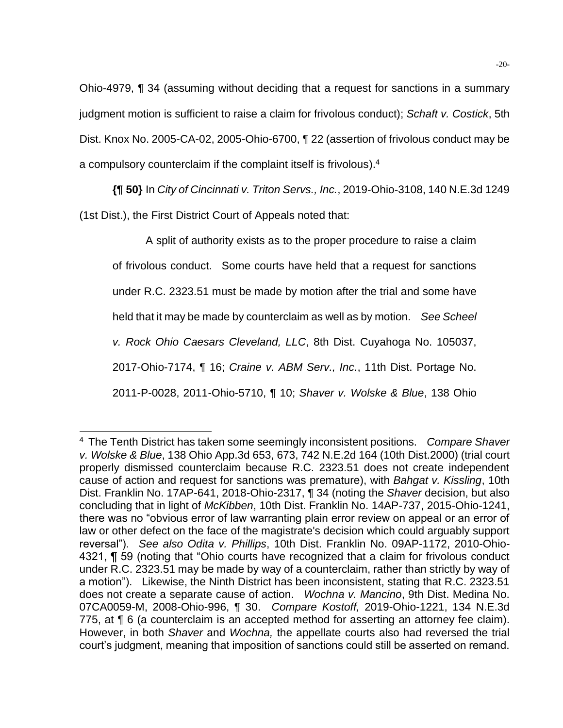Ohio-4979, ¶ 34 (assuming without deciding that a request for sanctions in a summary judgment motion is sufficient to raise a claim for frivolous conduct); *Schaft v. Costick*, 5th Dist. Knox No. 2005-CA-02, 2005-Ohio-6700, ¶ 22 (assertion of frivolous conduct may be a compulsory counterclaim if the complaint itself is frivolous).[4]

**{¶ 50}** In *City of Cincinnati v. Triton Servs., Inc.*, 2019-Ohio-3108, 140 N.E.3d 1249 (1st Dist.), the First District Court of Appeals noted that:

> A split of authority exists as to the proper procedure to raise a claim of frivolous conduct. Some courts have held that a request for sanctions under R.C. 2323.51 must be made by motion after the trial and some have held that it may be made by counterclaim as well as by motion. *See Scheel v. Rock Ohio Caesars Cleveland, LLC*, 8th Dist. Cuyahoga No. 105037, 2017-Ohio-7174, ¶ 16; *Craine v. ABM Serv., Inc.*, 11th Dist. Portage No. 2011-P-0028, 2011-Ohio-5710, ¶ 10; *Shaver v. Wolske & Blue*, 138 Ohio

---

[4] The Tenth District has taken some seemingly inconsistent positions. *Compare Shaver v. Wolske & Blue*, 138 Ohio App.3d 653, 673, 742 N.E.2d 164 (10th Dist.2000) (trial court properly dismissed counterclaim because R.C. 2323.51 does not create independent cause of action and request for sanctions was premature), with *Bahgat v. Kissling*, 10th Dist. Franklin No. 17AP-641, 2018-Ohio-2317, ¶ 34 (noting the *Shaver* decision, but also concluding that in light of *McKibben*, 10th Dist. Franklin No. 14AP-737, 2015-Ohio-1241, there was no "obvious error of law warranting plain error review on appeal or an error of law or other defect on the face of the magistrate's decision which could arguably support reversal"). *See also Odita v. Phillips*, 10th Dist. Franklin No. 09AP-1172, 2010-Ohio-4321, ¶ 59 (noting that "Ohio courts have recognized that a claim for frivolous conduct under R.C. 2323.51 may be made by way of a counterclaim, rather than strictly by way of a motion"). Likewise, the Ninth District has been inconsistent, stating that R.C. 2323.51 does not create a separate cause of action. *Wochna v. Mancino*, 9th Dist. Medina No. 07CA0059-M, 2008-Ohio-996, ¶ 30. *Compare Kostoff,* 2019-Ohio-1221, 134 N.E.3d 775, at ¶ 6 (a counterclaim is an accepted method for asserting an attorney fee claim). However, in both *Shaver* and *Wochna,* the appellate courts also had reversed the trial court's judgment, meaning that imposition of sanctions could still be asserted on remand.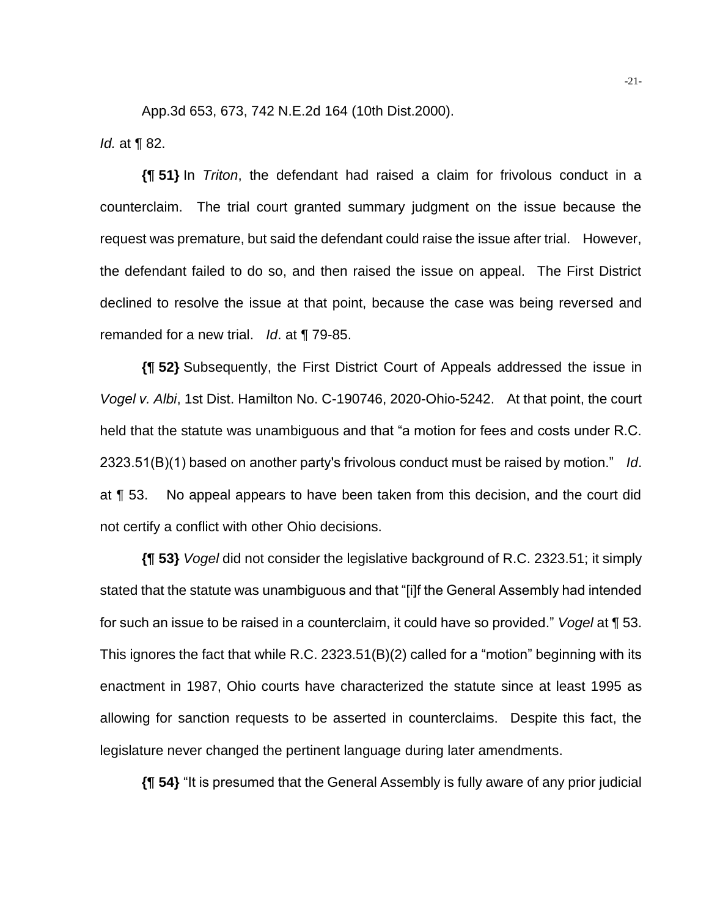App.3d 653, 673, 742 N.E.2d 164 (10th Dist.2000).

*Id.* at ¶ 82.

**{¶ 51}** In *Triton*, the defendant had raised a claim for frivolous conduct in a counterclaim. The trial court granted summary judgment on the issue because the request was premature, but said the defendant could raise the issue after trial. However, the defendant failed to do so, and then raised the issue on appeal. The First District declined to resolve the issue at that point, because the case was being reversed and remanded for a new trial. *Id*. at ¶ 79-85.

**{¶ 52}** Subsequently, the First District Court of Appeals addressed the issue in *Vogel v. Albi*, 1st Dist. Hamilton No. C-190746, 2020-Ohio-5242. At that point, the court held that the statute was unambiguous and that "a motion for fees and costs under R.C. 2323.51(B)(1) based on another party's frivolous conduct must be raised by motion." *Id*. at ¶ 53. No appeal appears to have been taken from this decision, and the court did not certify a conflict with other Ohio decisions.

**{¶ 53}** *Vogel* did not consider the legislative background of R.C. 2323.51; it simply stated that the statute was unambiguous and that "[i]f the General Assembly had intended for such an issue to be raised in a counterclaim, it could have so provided." *Vogel* at ¶ 53. This ignores the fact that while R.C. 2323.51(B)(2) called for a "motion" beginning with its enactment in 1987, Ohio courts have characterized the statute since at least 1995 as allowing for sanction requests to be asserted in counterclaims. Despite this fact, the legislature never changed the pertinent language during later amendments.

**{¶ 54}** "It is presumed that the General Assembly is fully aware of any prior judicial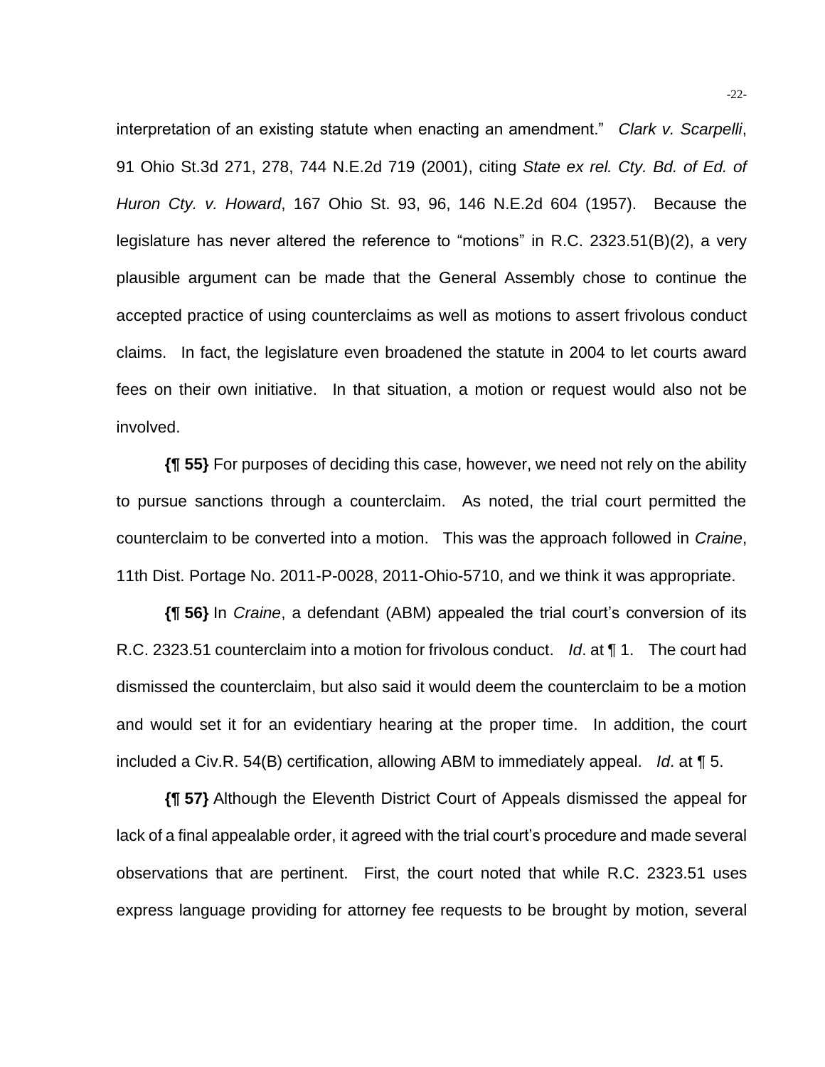interpretation of an existing statute when enacting an amendment." *Clark v. Scarpelli*, 91 Ohio St.3d 271, 278, 744 N.E.2d 719 (2001), citing *State ex rel. Cty. Bd. of Ed. of Huron Cty. v. Howard*, 167 Ohio St. 93, 96, 146 N.E.2d 604 (1957). Because the legislature has never altered the reference to "motions" in R.C. 2323.51(B)(2), a very plausible argument can be made that the General Assembly chose to continue the accepted practice of using counterclaims as well as motions to assert frivolous conduct claims. In fact, the legislature even broadened the statute in 2004 to let courts award fees on their own initiative. In that situation, a motion or request would also not be involved.

**{¶ 55}** For purposes of deciding this case, however, we need not rely on the ability to pursue sanctions through a counterclaim. As noted, the trial court permitted the counterclaim to be converted into a motion. This was the approach followed in *Craine*, 11th Dist. Portage No. 2011-P-0028, 2011-Ohio-5710, and we think it was appropriate.

**{¶ 56}** In *Craine*, a defendant (ABM) appealed the trial court's conversion of its R.C. 2323.51 counterclaim into a motion for frivolous conduct. *Id*. at ¶ 1. The court had dismissed the counterclaim, but also said it would deem the counterclaim to be a motion and would set it for an evidentiary hearing at the proper time. In addition, the court included a Civ.R. 54(B) certification, allowing ABM to immediately appeal. *Id*. at ¶ 5.

**{¶ 57}** Although the Eleventh District Court of Appeals dismissed the appeal for lack of a final appealable order, it agreed with the trial court's procedure and made several observations that are pertinent. First, the court noted that while R.C. 2323.51 uses express language providing for attorney fee requests to be brought by motion, several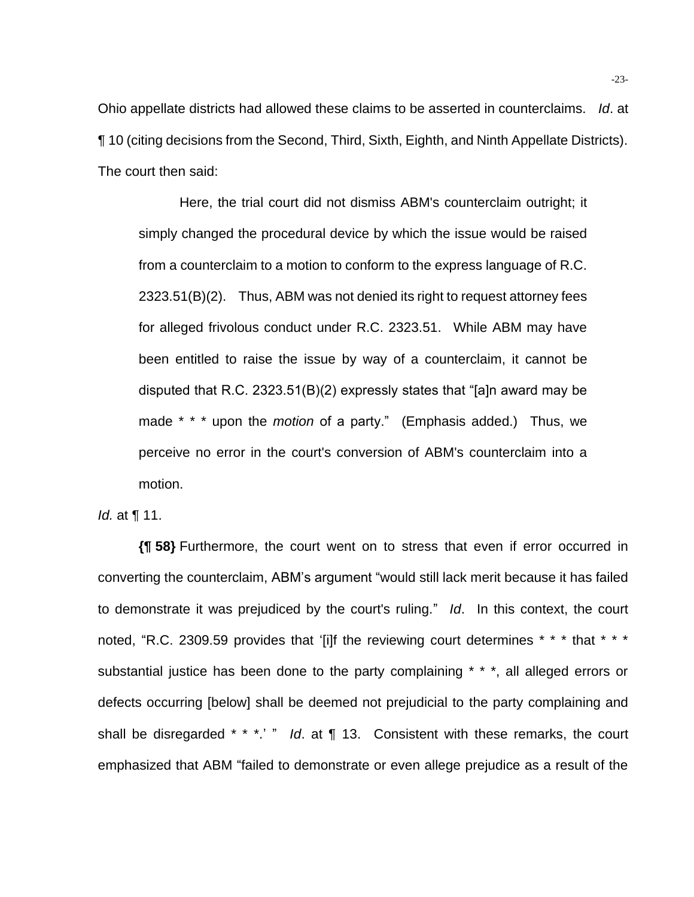Ohio appellate districts had allowed these claims to be asserted in counterclaims. *Id*. at ¶ 10 (citing decisions from the Second, Third, Sixth, Eighth, and Ninth Appellate Districts). The court then said:

> Here, the trial court did not dismiss ABM's counterclaim outright; it simply changed the procedural device by which the issue would be raised from a counterclaim to a motion to conform to the express language of R.C. 2323.51(B)(2). Thus, ABM was not denied its right to request attorney fees for alleged frivolous conduct under R.C. 2323.51. While ABM may have been entitled to raise the issue by way of a counterclaim, it cannot be disputed that R.C. 2323.51(B)(2) expressly states that "[a]n award may be made * * * upon the *motion* of a party." (Emphasis added.) Thus, we perceive no error in the court's conversion of ABM's counterclaim into a motion.

*Id.* at ¶ 11.

**{¶ 58}** Furthermore, the court went on to stress that even if error occurred in converting the counterclaim, ABM's argument "would still lack merit because it has failed to demonstrate it was prejudiced by the court's ruling." *Id*. In this context, the court noted, "R.C. 2309.59 provides that '[i]f the reviewing court determines * * * that * * * substantial justice has been done to the party complaining * * *, all alleged errors or defects occurring [below] shall be deemed not prejudicial to the party complaining and shall be disregarded * * *.' " *Id*. at ¶ 13. Consistent with these remarks, the court emphasized that ABM "failed to demonstrate or even allege prejudice as a result of the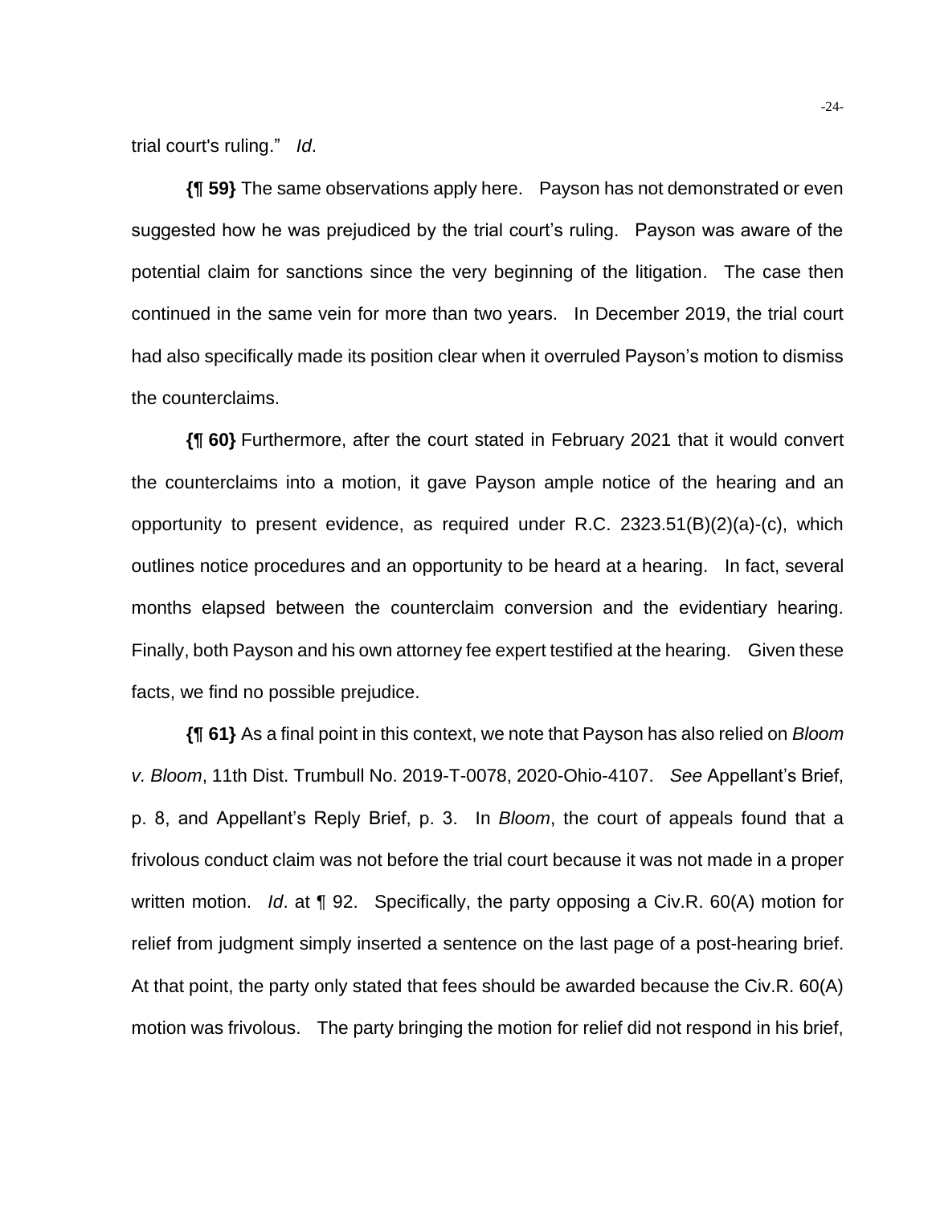trial court's ruling." *Id*.

**{¶ 59}** The same observations apply here. Payson has not demonstrated or even suggested how he was prejudiced by the trial court's ruling. Payson was aware of the potential claim for sanctions since the very beginning of the litigation. The case then continued in the same vein for more than two years. In December 2019, the trial court had also specifically made its position clear when it overruled Payson's motion to dismiss the counterclaims.

**{¶ 60}** Furthermore, after the court stated in February 2021 that it would convert the counterclaims into a motion, it gave Payson ample notice of the hearing and an opportunity to present evidence, as required under R.C. 2323.51(B)(2)(a)-(c), which outlines notice procedures and an opportunity to be heard at a hearing. In fact, several months elapsed between the counterclaim conversion and the evidentiary hearing. Finally, both Payson and his own attorney fee expert testified at the hearing. Given these facts, we find no possible prejudice.

**{¶ 61}** As a final point in this context, we note that Payson has also relied on *Bloom v. Bloom*, 11th Dist. Trumbull No. 2019-T-0078, 2020-Ohio-4107. *See* Appellant's Brief, p. 8, and Appellant's Reply Brief, p. 3. In *Bloom*, the court of appeals found that a frivolous conduct claim was not before the trial court because it was not made in a proper written motion. *Id*. at ¶ 92. Specifically, the party opposing a Civ.R. 60(A) motion for relief from judgment simply inserted a sentence on the last page of a post-hearing brief. At that point, the party only stated that fees should be awarded because the Civ.R. 60(A) motion was frivolous. The party bringing the motion for relief did not respond in his brief,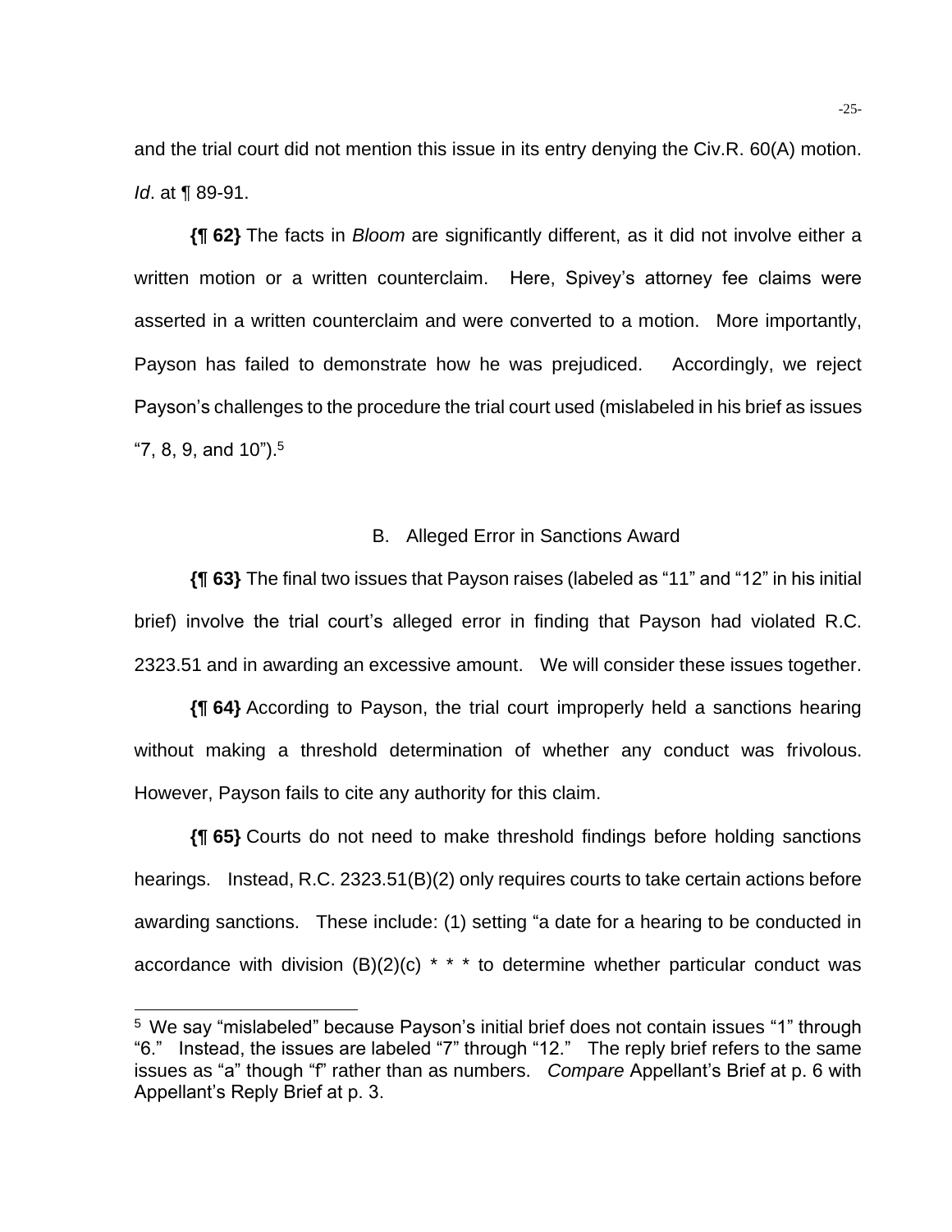and the trial court did not mention this issue in its entry denying the Civ.R. 60(A) motion. *Id*. at ¶ 89-91.

**{¶ 62}** The facts in *Bloom* are significantly different, as it did not involve either a written motion or a written counterclaim. Here, Spivey's attorney fee claims were asserted in a written counterclaim and were converted to a motion. More importantly, Payson has failed to demonstrate how he was prejudiced. Accordingly, we reject Payson's challenges to the procedure the trial court used (mislabeled in his brief as issues "7, 8, 9, and 10").[5]

### B. Alleged Error in Sanctions Award

**{¶ 63}** The final two issues that Payson raises (labeled as "11" and "12" in his initial brief) involve the trial court's alleged error in finding that Payson had violated R.C. 2323.51 and in awarding an excessive amount. We will consider these issues together.

**{¶ 64}** According to Payson, the trial court improperly held a sanctions hearing without making a threshold determination of whether any conduct was frivolous. However, Payson fails to cite any authority for this claim.

**{¶ 65}** Courts do not need to make threshold findings before holding sanctions hearings. Instead, R.C. 2323.51(B)(2) only requires courts to take certain actions before awarding sanctions. These include: (1) setting "a date for a hearing to be conducted in accordance with division (B)(2)(c) * * * to determine whether particular conduct was

[5] We say "mislabeled" because Payson's initial brief does not contain issues "1" through "6." Instead, the issues are labeled "7" through "12." The reply brief refers to the same issues as "a" though "f" rather than as numbers. *Compare* Appellant's Brief at p. 6 with Appellant's Reply Brief at p. 3.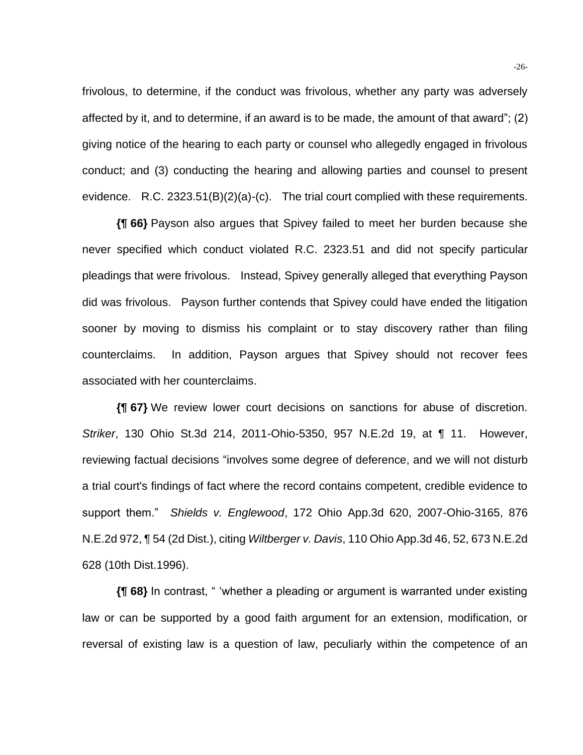frivolous, to determine, if the conduct was frivolous, whether any party was adversely affected by it, and to determine, if an award is to be made, the amount of that award"; (2) giving notice of the hearing to each party or counsel who allegedly engaged in frivolous conduct; and (3) conducting the hearing and allowing parties and counsel to present evidence. R.C. 2323.51(B)(2)(a)-(c). The trial court complied with these requirements.

**{¶ 66}** Payson also argues that Spivey failed to meet her burden because she never specified which conduct violated R.C. 2323.51 and did not specify particular pleadings that were frivolous. Instead, Spivey generally alleged that everything Payson did was frivolous. Payson further contends that Spivey could have ended the litigation sooner by moving to dismiss his complaint or to stay discovery rather than filing counterclaims. In addition, Payson argues that Spivey should not recover fees associated with her counterclaims.

**{¶ 67}** We review lower court decisions on sanctions for abuse of discretion. *Striker*, 130 Ohio St.3d 214, 2011-Ohio-5350, 957 N.E.2d 19, at ¶ 11. However, reviewing factual decisions "involves some degree of deference, and we will not disturb a trial court's findings of fact where the record contains competent, credible evidence to support them." *Shields v. Englewood*, 172 Ohio App.3d 620, 2007-Ohio-3165, 876 N.E.2d 972, ¶ 54 (2d Dist.), citing *Wiltberger v. Davis*, 110 Ohio App.3d 46, 52, 673 N.E.2d 628 (10th Dist.1996).

**{¶ 68}** In contrast, " 'whether a pleading or argument is warranted under existing law or can be supported by a good faith argument for an extension, modification, or reversal of existing law is a question of law, peculiarly within the competence of an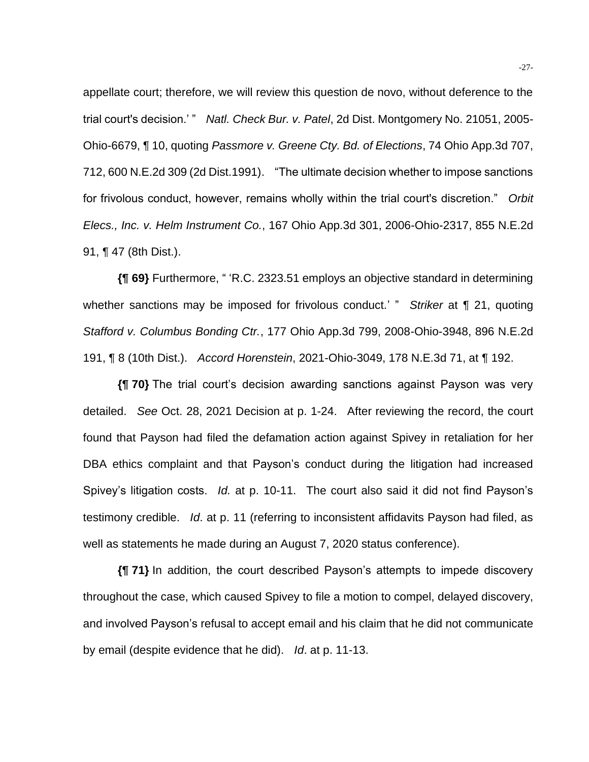appellate court; therefore, we will review this question de novo, without deference to the trial court's decision.' " *Natl. Check Bur. v. Patel*, 2d Dist. Montgomery No. 21051, 2005-Ohio-6679, ¶ 10, quoting *Passmore v. Greene Cty. Bd. of Elections*, 74 Ohio App.3d 707, 712, 600 N.E.2d 309 (2d Dist.1991). "The ultimate decision whether to impose sanctions for frivolous conduct, however, remains wholly within the trial court's discretion." *Orbit Elecs., Inc. v. Helm Instrument Co.*, 167 Ohio App.3d 301, 2006-Ohio-2317, 855 N.E.2d 91, ¶ 47 (8th Dist.).

**{¶ 69}** Furthermore, " 'R.C. 2323.51 employs an objective standard in determining whether sanctions may be imposed for frivolous conduct.' " *Striker* at ¶ 21, quoting *Stafford v. Columbus Bonding Ctr.*, 177 Ohio App.3d 799, 2008-Ohio-3948, 896 N.E.2d 191, ¶ 8 (10th Dist.). *Accord Horenstein*, 2021-Ohio-3049, 178 N.E.3d 71, at ¶ 192.

**{¶ 70}** The trial court's decision awarding sanctions against Payson was very detailed. *See* Oct. 28, 2021 Decision at p. 1-24. After reviewing the record, the court found that Payson had filed the defamation action against Spivey in retaliation for her DBA ethics complaint and that Payson's conduct during the litigation had increased Spivey's litigation costs. *Id.* at p. 10-11. The court also said it did not find Payson's testimony credible. *Id*. at p. 11 (referring to inconsistent affidavits Payson had filed, as well as statements he made during an August 7, 2020 status conference).

**{¶ 71}** In addition, the court described Payson's attempts to impede discovery throughout the case, which caused Spivey to file a motion to compel, delayed discovery, and involved Payson's refusal to accept email and his claim that he did not communicate by email (despite evidence that he did). *Id*. at p. 11-13.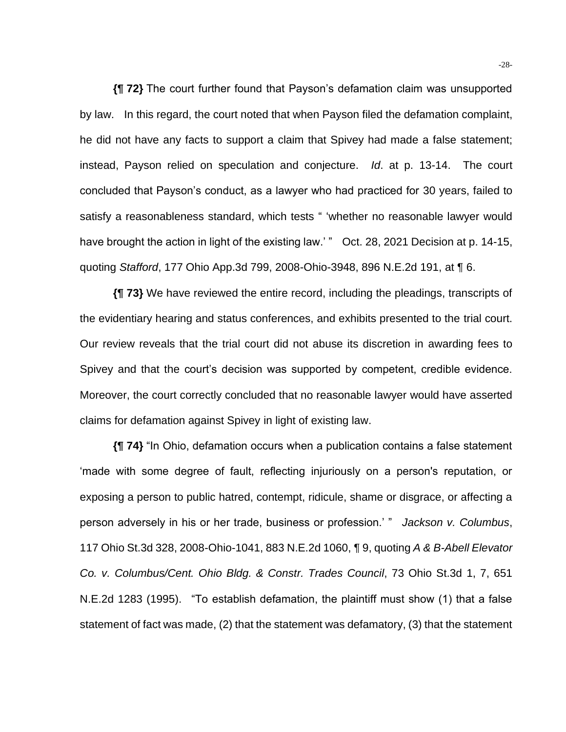**{¶ 72}** The court further found that Payson's defamation claim was unsupported by law. In this regard, the court noted that when Payson filed the defamation complaint, he did not have any facts to support a claim that Spivey had made a false statement; instead, Payson relied on speculation and conjecture. *Id*. at p. 13-14. The court concluded that Payson's conduct, as a lawyer who had practiced for 30 years, failed to satisfy a reasonableness standard, which tests " 'whether no reasonable lawyer would have brought the action in light of the existing law.' " Oct. 28, 2021 Decision at p. 14-15, quoting *Stafford*, 177 Ohio App.3d 799, 2008-Ohio-3948, 896 N.E.2d 191, at ¶ 6.

**{¶ 73}** We have reviewed the entire record, including the pleadings, transcripts of the evidentiary hearing and status conferences, and exhibits presented to the trial court. Our review reveals that the trial court did not abuse its discretion in awarding fees to Spivey and that the court's decision was supported by competent, credible evidence. Moreover, the court correctly concluded that no reasonable lawyer would have asserted claims for defamation against Spivey in light of existing law.

**{¶ 74}** "In Ohio, defamation occurs when a publication contains a false statement 'made with some degree of fault, reflecting injuriously on a person's reputation, or exposing a person to public hatred, contempt, ridicule, shame or disgrace, or affecting a person adversely in his or her trade, business or profession.' " *Jackson v. Columbus*, 117 Ohio St.3d 328, 2008-Ohio-1041, 883 N.E.2d 1060, ¶ 9, quoting *A & B-Abell Elevator Co. v. Columbus/Cent. Ohio Bldg. & Constr. Trades Council*, 73 Ohio St.3d 1, 7, 651 N.E.2d 1283 (1995). "To establish defamation, the plaintiff must show (1) that a false statement of fact was made, (2) that the statement was defamatory, (3) that the statement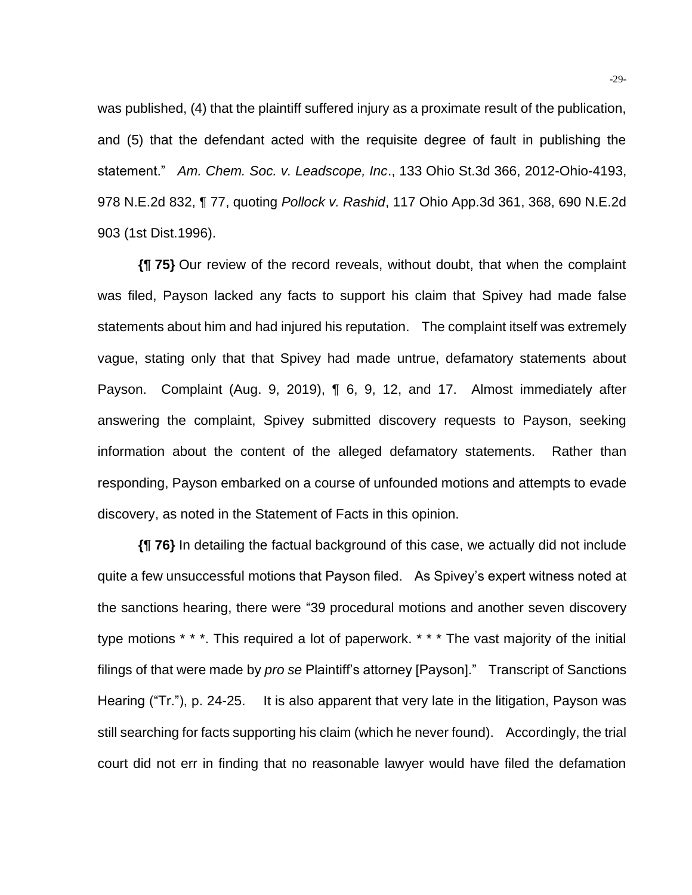was published, (4) that the plaintiff suffered injury as a proximate result of the publication, and (5) that the defendant acted with the requisite degree of fault in publishing the statement." *Am. Chem. Soc. v. Leadscope, Inc*., 133 Ohio St.3d 366, 2012-Ohio-4193, 978 N.E.2d 832, ¶ 77, quoting *Pollock v. Rashid*, 117 Ohio App.3d 361, 368, 690 N.E.2d 903 (1st Dist.1996).

**{¶ 75}** Our review of the record reveals, without doubt, that when the complaint was filed, Payson lacked any facts to support his claim that Spivey had made false statements about him and had injured his reputation. The complaint itself was extremely vague, stating only that that Spivey had made untrue, defamatory statements about Payson. Complaint (Aug. 9, 2019), ¶ 6, 9, 12, and 17. Almost immediately after answering the complaint, Spivey submitted discovery requests to Payson, seeking information about the content of the alleged defamatory statements. Rather than responding, Payson embarked on a course of unfounded motions and attempts to evade discovery, as noted in the Statement of Facts in this opinion.

**{¶ 76}** In detailing the factual background of this case, we actually did not include quite a few unsuccessful motions that Payson filed. As Spivey's expert witness noted at the sanctions hearing, there were "39 procedural motions and another seven discovery type motions * * *. This required a lot of paperwork. * * * The vast majority of the initial filings of that were made by *pro se* Plaintiff's attorney [Payson]." Transcript of Sanctions Hearing ("Tr."), p. 24-25. It is also apparent that very late in the litigation, Payson was still searching for facts supporting his claim (which he never found). Accordingly, the trial court did not err in finding that no reasonable lawyer would have filed the defamation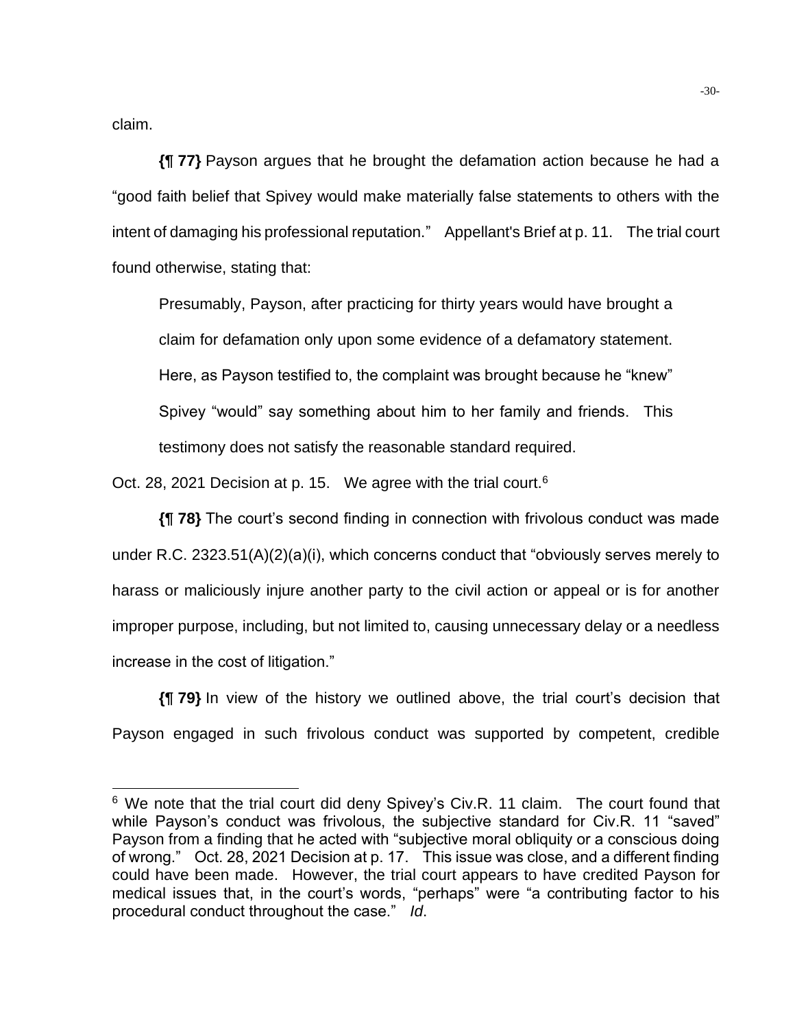claim.

**{¶ 77}** Payson argues that he brought the defamation action because he had a "good faith belief that Spivey would make materially false statements to others with the intent of damaging his professional reputation." Appellant's Brief at p. 11. The trial court found otherwise, stating that:

> Presumably, Payson, after practicing for thirty years would have brought a claim for defamation only upon some evidence of a defamatory statement. Here, as Payson testified to, the complaint was brought because he "knew" Spivey "would" say something about him to her family and friends. This testimony does not satisfy the reasonable standard required.

Oct. 28, 2021 Decision at p. 15. We agree with the trial court.[6]

**{¶ 78}** The court's second finding in connection with frivolous conduct was made under R.C. 2323.51(A)(2)(a)(i), which concerns conduct that "obviously serves merely to harass or maliciously injure another party to the civil action or appeal or is for another improper purpose, including, but not limited to, causing unnecessary delay or a needless increase in the cost of litigation."

**{¶ 79}** In view of the history we outlined above, the trial court's decision that Payson engaged in such frivolous conduct was supported by competent, credible

---

[6] We note that the trial court did deny Spivey's Civ.R. 11 claim. The court found that while Payson's conduct was frivolous, the subjective standard for Civ.R. 11 "saved" Payson from a finding that he acted with "subjective moral obliquity or a conscious doing of wrong." Oct. 28, 2021 Decision at p. 17. This issue was close, and a different finding could have been made. However, the trial court appears to have credited Payson for medical issues that, in the court's words, "perhaps" were "a contributing factor to his procedural conduct throughout the case." *Id*.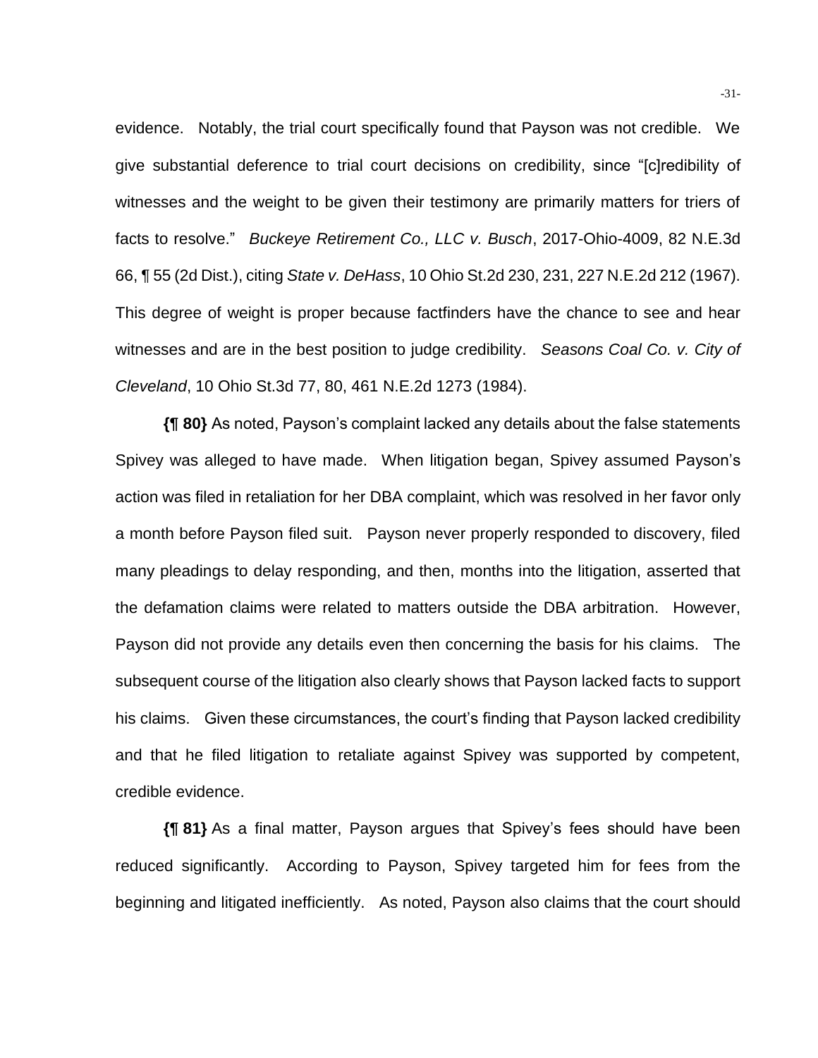evidence. Notably, the trial court specifically found that Payson was not credible. We give substantial deference to trial court decisions on credibility, since "[c]redibility of witnesses and the weight to be given their testimony are primarily matters for triers of facts to resolve." *Buckeye Retirement Co., LLC v. Busch*, 2017-Ohio-4009, 82 N.E.3d 66, ¶ 55 (2d Dist.), citing *State v. DeHass*, 10 Ohio St.2d 230, 231, 227 N.E.2d 212 (1967). This degree of weight is proper because factfinders have the chance to see and hear witnesses and are in the best position to judge credibility. *Seasons Coal Co. v. City of Cleveland*, 10 Ohio St.3d 77, 80, 461 N.E.2d 1273 (1984).

**{¶ 80}** As noted, Payson's complaint lacked any details about the false statements Spivey was alleged to have made. When litigation began, Spivey assumed Payson's action was filed in retaliation for her DBA complaint, which was resolved in her favor only a month before Payson filed suit. Payson never properly responded to discovery, filed many pleadings to delay responding, and then, months into the litigation, asserted that the defamation claims were related to matters outside the DBA arbitration. However, Payson did not provide any details even then concerning the basis for his claims. The subsequent course of the litigation also clearly shows that Payson lacked facts to support his claims. Given these circumstances, the court's finding that Payson lacked credibility and that he filed litigation to retaliate against Spivey was supported by competent, credible evidence.

**{¶ 81}** As a final matter, Payson argues that Spivey's fees should have been reduced significantly. According to Payson, Spivey targeted him for fees from the beginning and litigated inefficiently. As noted, Payson also claims that the court should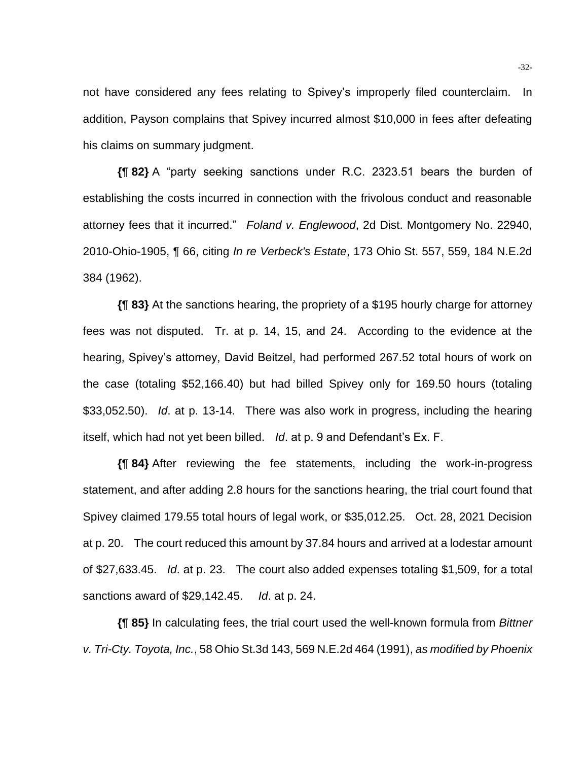not have considered any fees relating to Spivey's improperly filed counterclaim. In addition, Payson complains that Spivey incurred almost $10,000 in fees after defeating his claims on summary judgment.

**{¶ 82}** A "party seeking sanctions under R.C. 2323.51 bears the burden of establishing the costs incurred in connection with the frivolous conduct and reasonable attorney fees that it incurred." *Foland v. Englewood*, 2d Dist. Montgomery No. 22940, 2010-Ohio-1905, ¶ 66, citing *In re Verbeck's Estate*, 173 Ohio St. 557, 559, 184 N.E.2d 384 (1962).

**{¶ 83}** At the sanctions hearing, the propriety of a $195 hourly charge for attorney fees was not disputed. Tr. at p. 14, 15, and 24. According to the evidence at the hearing, Spivey's attorney, David Beitzel, had performed 267.52 total hours of work on the case (totaling $52,166.40) but had billed Spivey only for 169.50 hours (totaling $33,052.50). *Id*. at p. 13-14. There was also work in progress, including the hearing itself, which had not yet been billed. *Id*. at p. 9 and Defendant's Ex. F.

**{¶ 84}** After reviewing the fee statements, including the work-in-progress statement, and after adding 2.8 hours for the sanctions hearing, the trial court found that Spivey claimed 179.55 total hours of legal work, or $35,012.25. Oct. 28, 2021 Decision at p. 20. The court reduced this amount by 37.84 hours and arrived at a lodestar amount of $27,633.45. *Id*. at p. 23. The court also added expenses totaling $1,509, for a total sanctions award of $29,142.45. *Id*. at p. 24.

**{¶ 85}** In calculating fees, the trial court used the well-known formula from *Bittner v. Tri-Cty. Toyota, Inc.*, 58 Ohio St.3d 143, 569 N.E.2d 464 (1991), *as modified by Phoenix*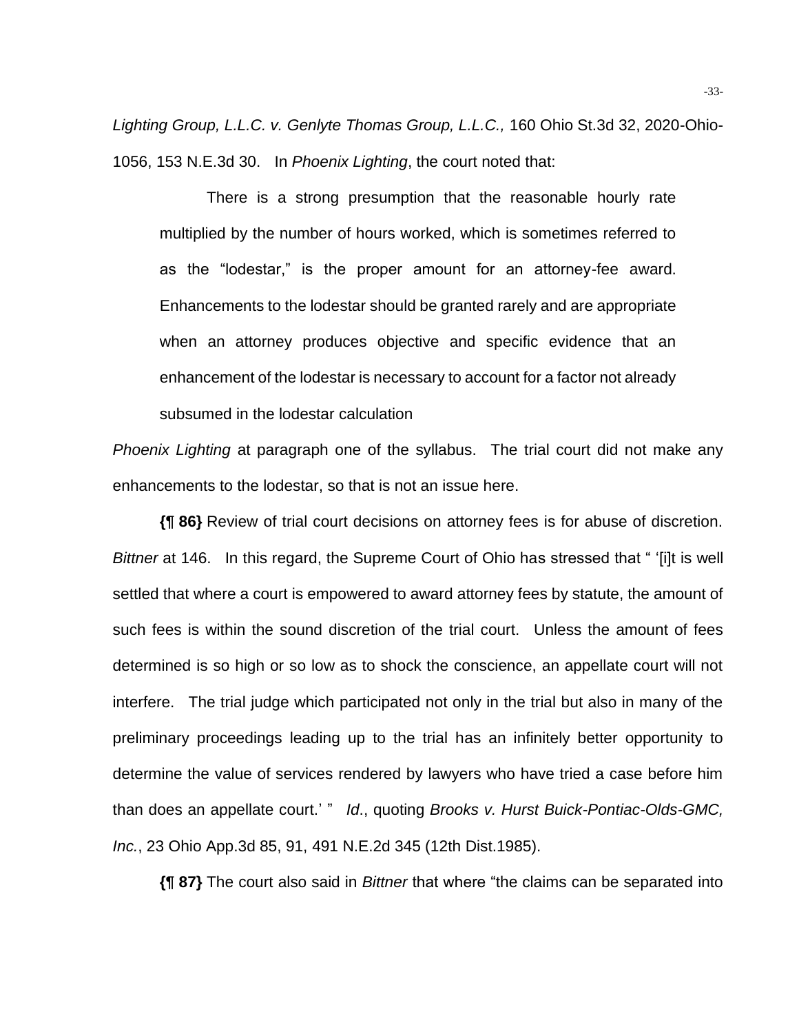*Lighting Group, L.L.C. v. Genlyte Thomas Group, L.L.C.,* 160 Ohio St.3d 32, 2020-Ohio-1056, 153 N.E.3d 30. In *Phoenix Lighting*, the court noted that:

> There is a strong presumption that the reasonable hourly rate multiplied by the number of hours worked, which is sometimes referred to as the "lodestar," is the proper amount for an attorney-fee award. Enhancements to the lodestar should be granted rarely and are appropriate when an attorney produces objective and specific evidence that an enhancement of the lodestar is necessary to account for a factor not already subsumed in the lodestar calculation

*Phoenix Lighting* at paragraph one of the syllabus. The trial court did not make any enhancements to the lodestar, so that is not an issue here.

**{¶ 86}** Review of trial court decisions on attorney fees is for abuse of discretion. *Bittner* at 146. In this regard, the Supreme Court of Ohio has stressed that " '[i]t is well settled that where a court is empowered to award attorney fees by statute, the amount of such fees is within the sound discretion of the trial court. Unless the amount of fees determined is so high or so low as to shock the conscience, an appellate court will not interfere. The trial judge which participated not only in the trial but also in many of the preliminary proceedings leading up to the trial has an infinitely better opportunity to determine the value of services rendered by lawyers who have tried a case before him than does an appellate court.' " *Id*., quoting *Brooks v. Hurst Buick-Pontiac-Olds-GMC, Inc.*, 23 Ohio App.3d 85, 91, 491 N.E.2d 345 (12th Dist.1985).

**{¶ 87}** The court also said in *Bittner* that where "the claims can be separated into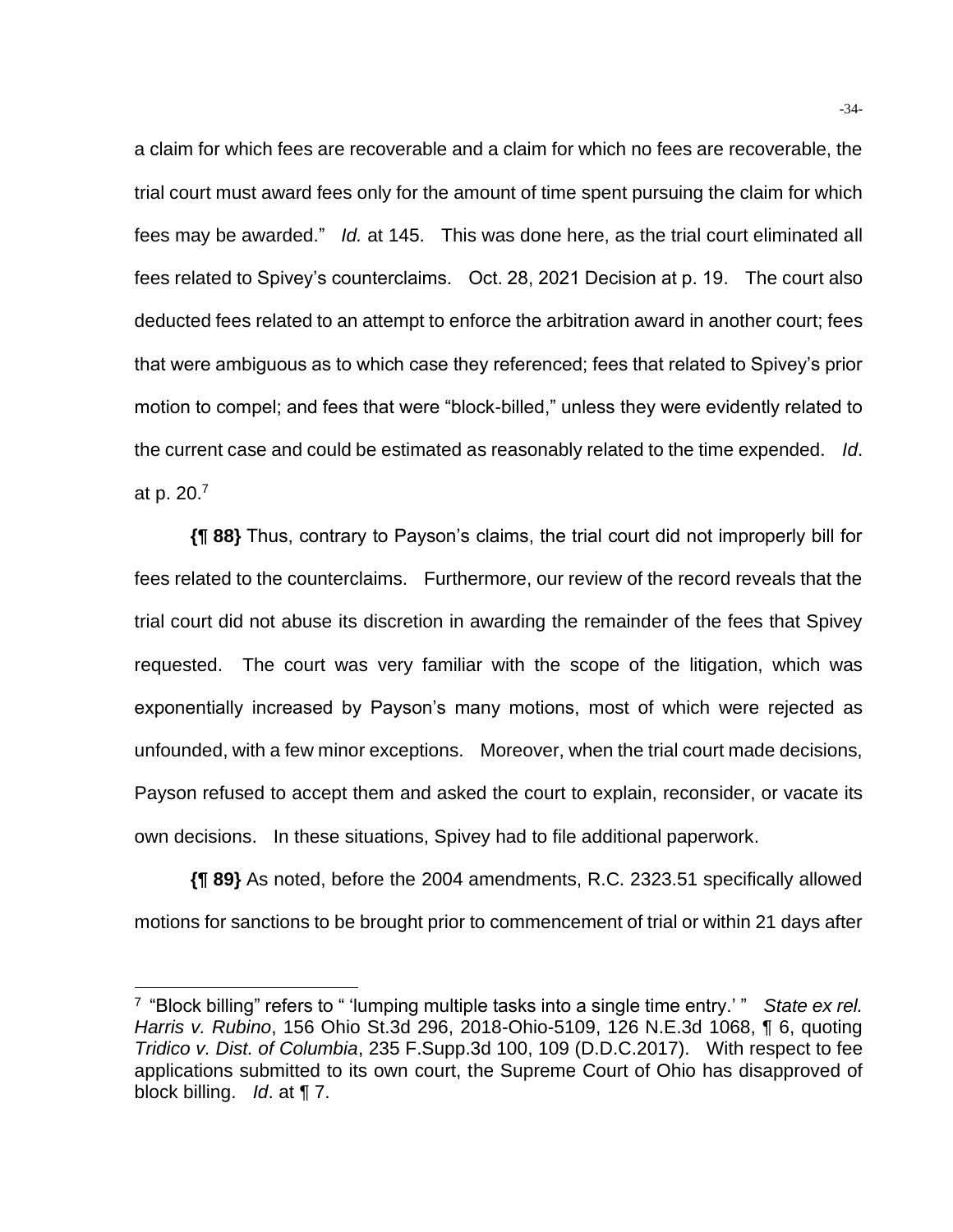a claim for which fees are recoverable and a claim for which no fees are recoverable, the trial court must award fees only for the amount of time spent pursuing the claim for which fees may be awarded." *Id.* at 145. This was done here, as the trial court eliminated all fees related to Spivey's counterclaims. Oct. 28, 2021 Decision at p. 19. The court also deducted fees related to an attempt to enforce the arbitration award in another court; fees that were ambiguous as to which case they referenced; fees that related to Spivey's prior motion to compel; and fees that were "block-billed," unless they were evidently related to the current case and could be estimated as reasonably related to the time expended. *Id*. at p. 20.[7]

**{¶ 88}** Thus, contrary to Payson's claims, the trial court did not improperly bill for fees related to the counterclaims. Furthermore, our review of the record reveals that the trial court did not abuse its discretion in awarding the remainder of the fees that Spivey requested. The court was very familiar with the scope of the litigation, which was exponentially increased by Payson's many motions, most of which were rejected as unfounded, with a few minor exceptions. Moreover, when the trial court made decisions, Payson refused to accept them and asked the court to explain, reconsider, or vacate its own decisions. In these situations, Spivey had to file additional paperwork.

**{¶ 89}** As noted, before the 2004 amendments, R.C. 2323.51 specifically allowed motions for sanctions to be brought prior to commencement of trial or within 21 days after

---

[7] "Block billing" refers to " 'lumping multiple tasks into a single time entry.' " *State ex rel. Harris v. Rubino*, 156 Ohio St.3d 296, 2018-Ohio-5109, 126 N.E.3d 1068, ¶ 6, quoting *Tridico v. Dist. of Columbia*, 235 F.Supp.3d 100, 109 (D.D.C.2017). With respect to fee applications submitted to its own court, the Supreme Court of Ohio has disapproved of block billing. *Id*. at ¶ 7.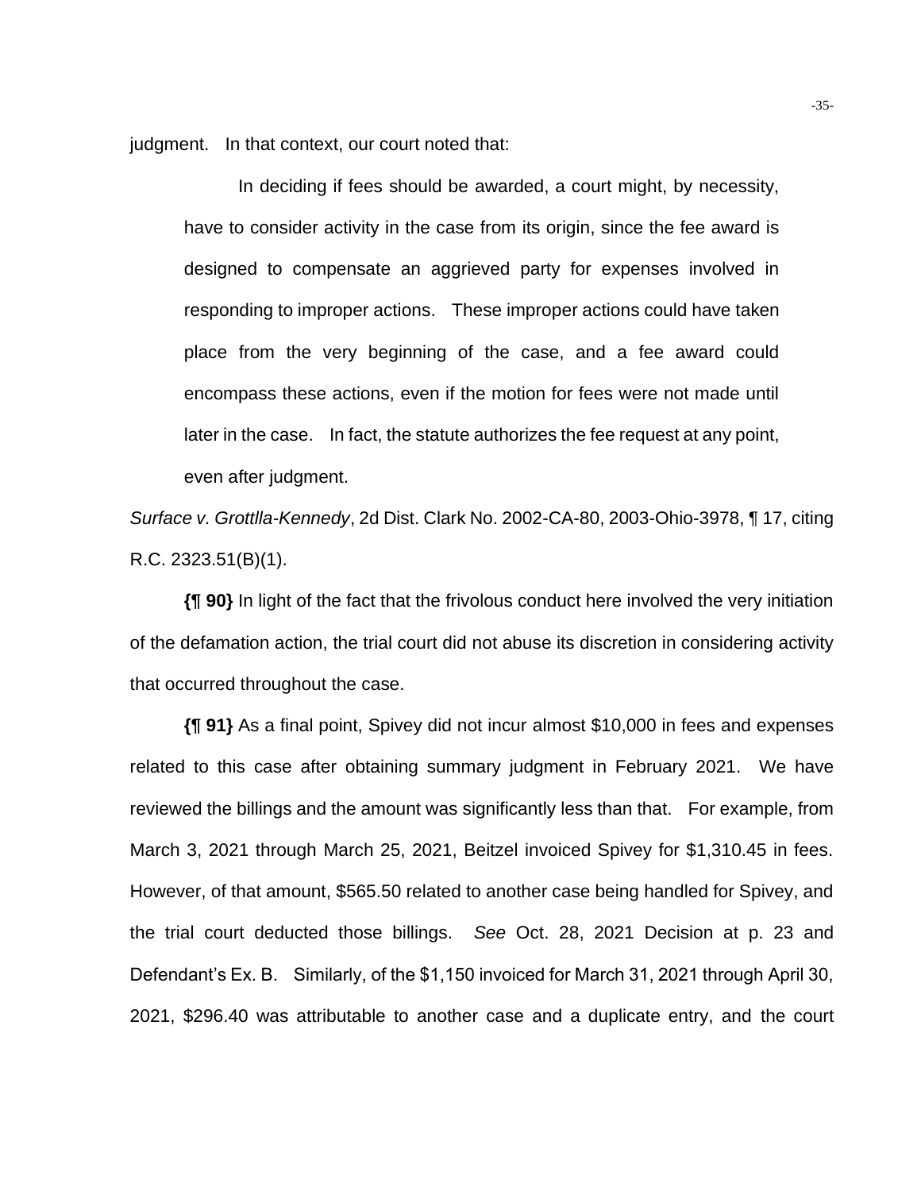judgment. In that context, our court noted that:

> In deciding if fees should be awarded, a court might, by necessity, have to consider activity in the case from its origin, since the fee award is designed to compensate an aggrieved party for expenses involved in responding to improper actions. These improper actions could have taken place from the very beginning of the case, and a fee award could encompass these actions, even if the motion for fees were not made until later in the case. In fact, the statute authorizes the fee request at any point, even after judgment.

*Surface v. Grottlla-Kennedy*, 2d Dist. Clark No. 2002-CA-80, 2003-Ohio-3978, ¶ 17, citing R.C. 2323.51(B)(1).

**{¶ 90}** In light of the fact that the frivolous conduct here involved the very initiation of the defamation action, the trial court did not abuse its discretion in considering activity that occurred throughout the case.

**{¶ 91}** As a final point, Spivey did not incur almost $10,000 in fees and expenses related to this case after obtaining summary judgment in February 2021. We have reviewed the billings and the amount was significantly less than that. For example, from March 3, 2021 through March 25, 2021, Beitzel invoiced Spivey for $1,310.45 in fees. However, of that amount, $565.50 related to another case being handled for Spivey, and the trial court deducted those billings. *See* Oct. 28, 2021 Decision at p. 23 and Defendant's Ex. B. Similarly, of the $1,150 invoiced for March 31, 2021 through April 30, 2021, $296.40 was attributable to another case and a duplicate entry, and the court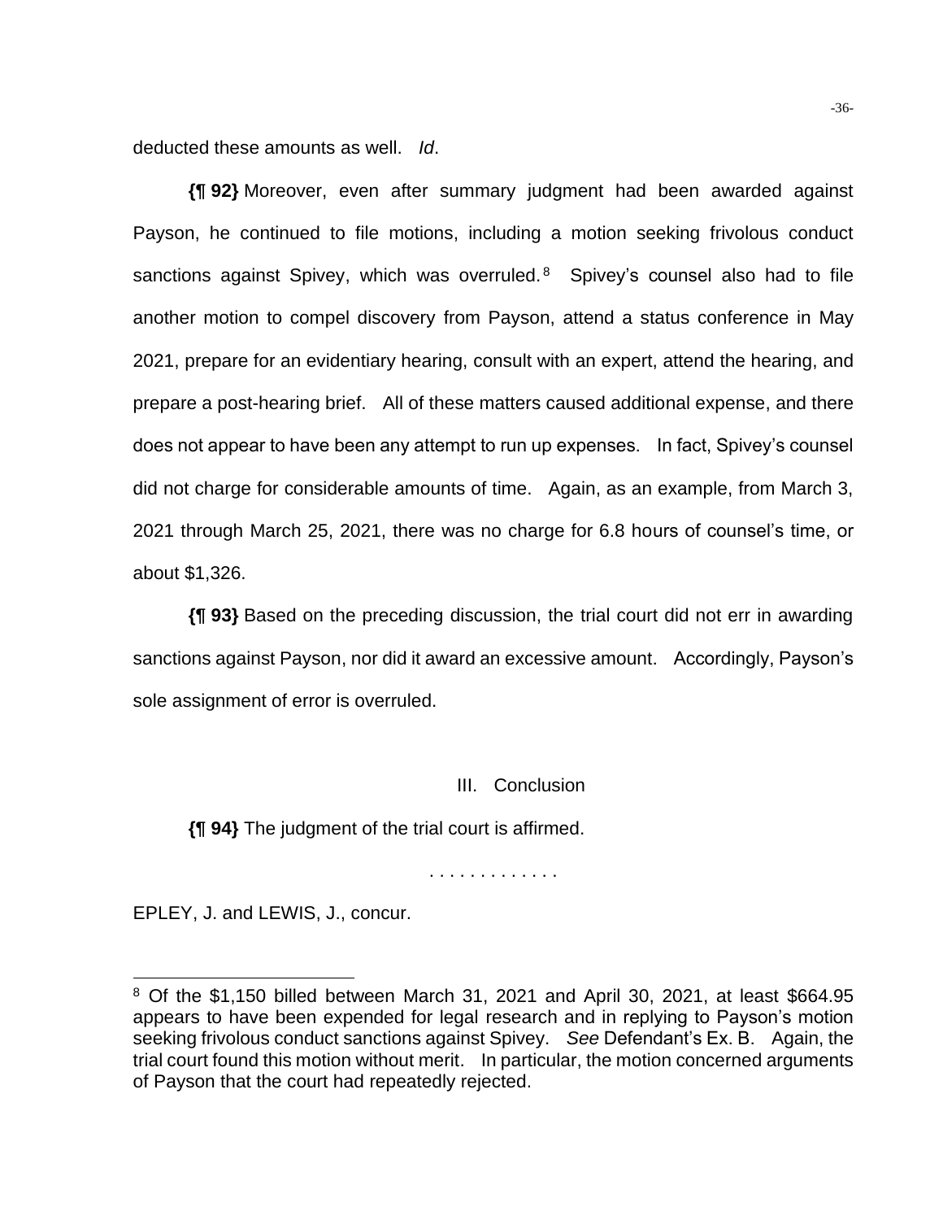deducted these amounts as well. *Id*.

**{¶ 92}** Moreover, even after summary judgment had been awarded against Payson, he continued to file motions, including a motion seeking frivolous conduct sanctions against Spivey, which was overruled.[8] Spivey's counsel also had to file another motion to compel discovery from Payson, attend a status conference in May 2021, prepare for an evidentiary hearing, consult with an expert, attend the hearing, and prepare a post-hearing brief. All of these matters caused additional expense, and there does not appear to have been any attempt to run up expenses. In fact, Spivey's counsel did not charge for considerable amounts of time. Again, as an example, from March 3, 2021 through March 25, 2021, there was no charge for 6.8 hours of counsel's time, or about $1,326.

**{¶ 93}** Based on the preceding discussion, the trial court did not err in awarding sanctions against Payson, nor did it award an excessive amount. Accordingly, Payson's sole assignment of error is overruled.

## III. Conclusion

**{¶ 94}** The judgment of the trial court is affirmed.

. . . . . . . . . . . . .

EPLEY, J. and LEWIS, J., concur.

---

[8] Of the $1,150 billed between March 31, 2021 and April 30, 2021, at least $664.95 appears to have been expended for legal research and in replying to Payson's motion seeking frivolous conduct sanctions against Spivey. *See* Defendant's Ex. B. Again, the trial court found this motion without merit. In particular, the motion concerned arguments of Payson that the court had repeatedly rejected.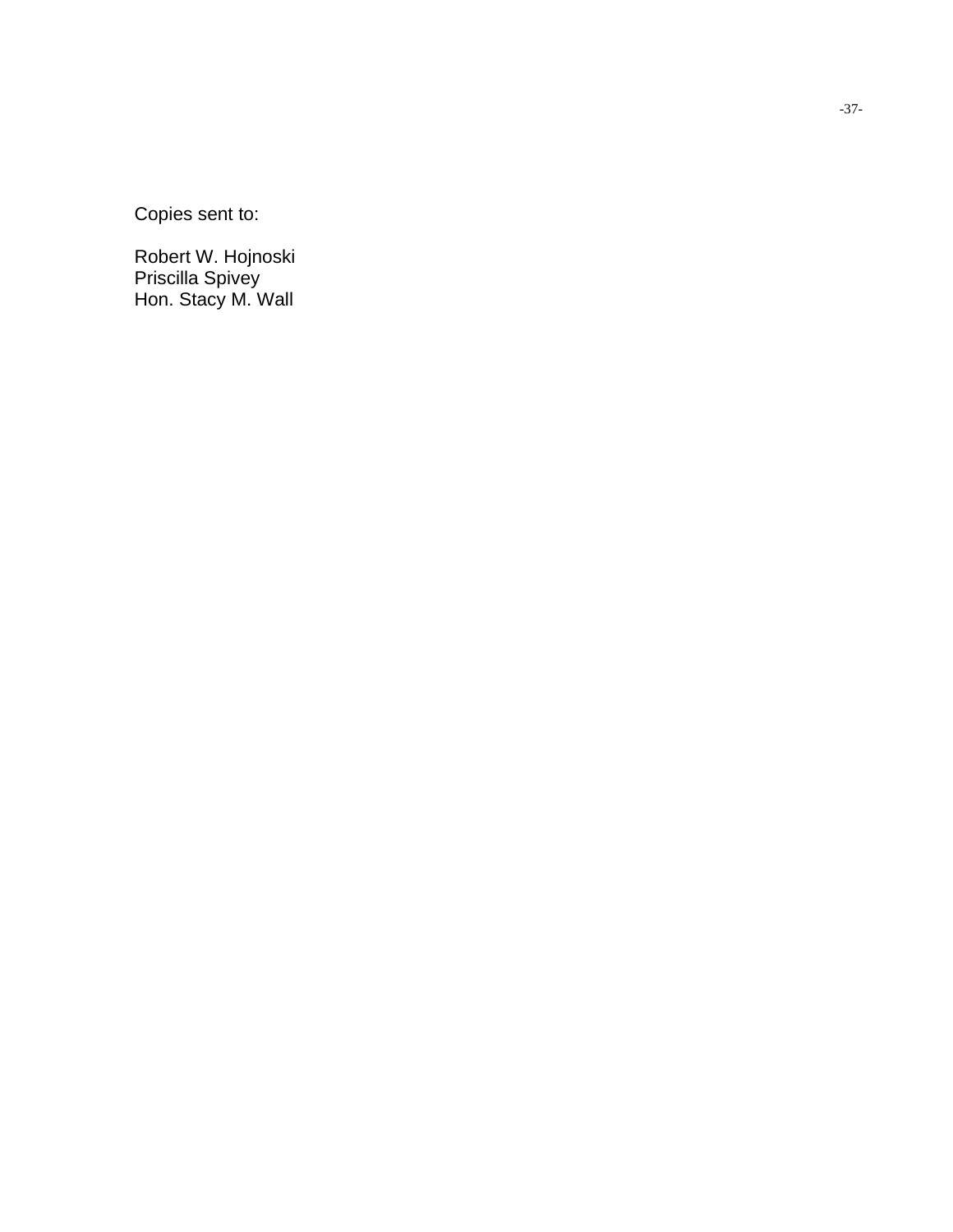Copies sent to:

Robert W. Hojnoski
Priscilla Spivey
Hon. Stacy M. Wall